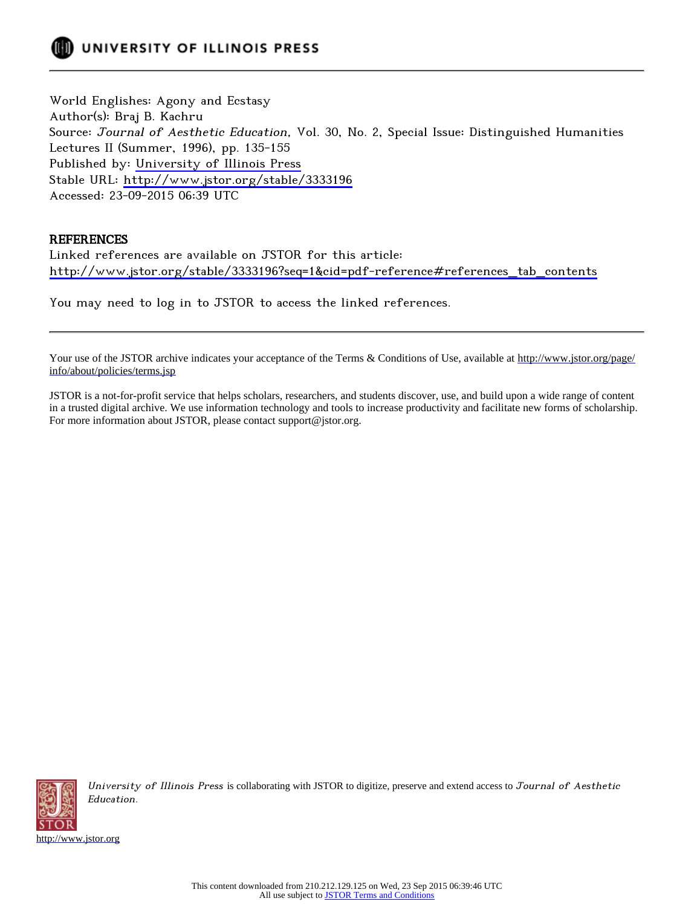UNIVERSITY OF ILLINOIS PRESS

World Englishes: Agony and Ecstasy
Author(s): Braj B. Kachru
Source: *Journal of Aesthetic Education*, Vol. 30, No. 2, Special Issue: Distinguished Humanities Lectures II (Summer, 1996), pp. 135-155
Published by: University of Illinois Press
Stable URL: http://www.jstor.org/stable/3333196
Accessed: 23-09-2015 06:39 UTC

## REFERENCES

Linked references are available on JSTOR for this article:
http://www.jstor.org/stable/3333196?seq=1&cid=pdf-reference#references_tab_contents

You may need to log in to JSTOR to access the linked references.

---

Your use of the JSTOR archive indicates your acceptance of the Terms & Conditions of Use, available at http://www.jstor.org/page/info/about/policies/terms.jsp

JSTOR is a not-for-profit service that helps scholars, researchers, and students discover, use, and build upon a wide range of content in a trusted digital archive. We use information technology and tools to increase productivity and facilitate new forms of scholarship. For more information about JSTOR, please contact support@jstor.org.

*University of Illinois Press* is collaborating with JSTOR to digitize, preserve and extend access to *Journal of Aesthetic Education*.

http://www.jstor.org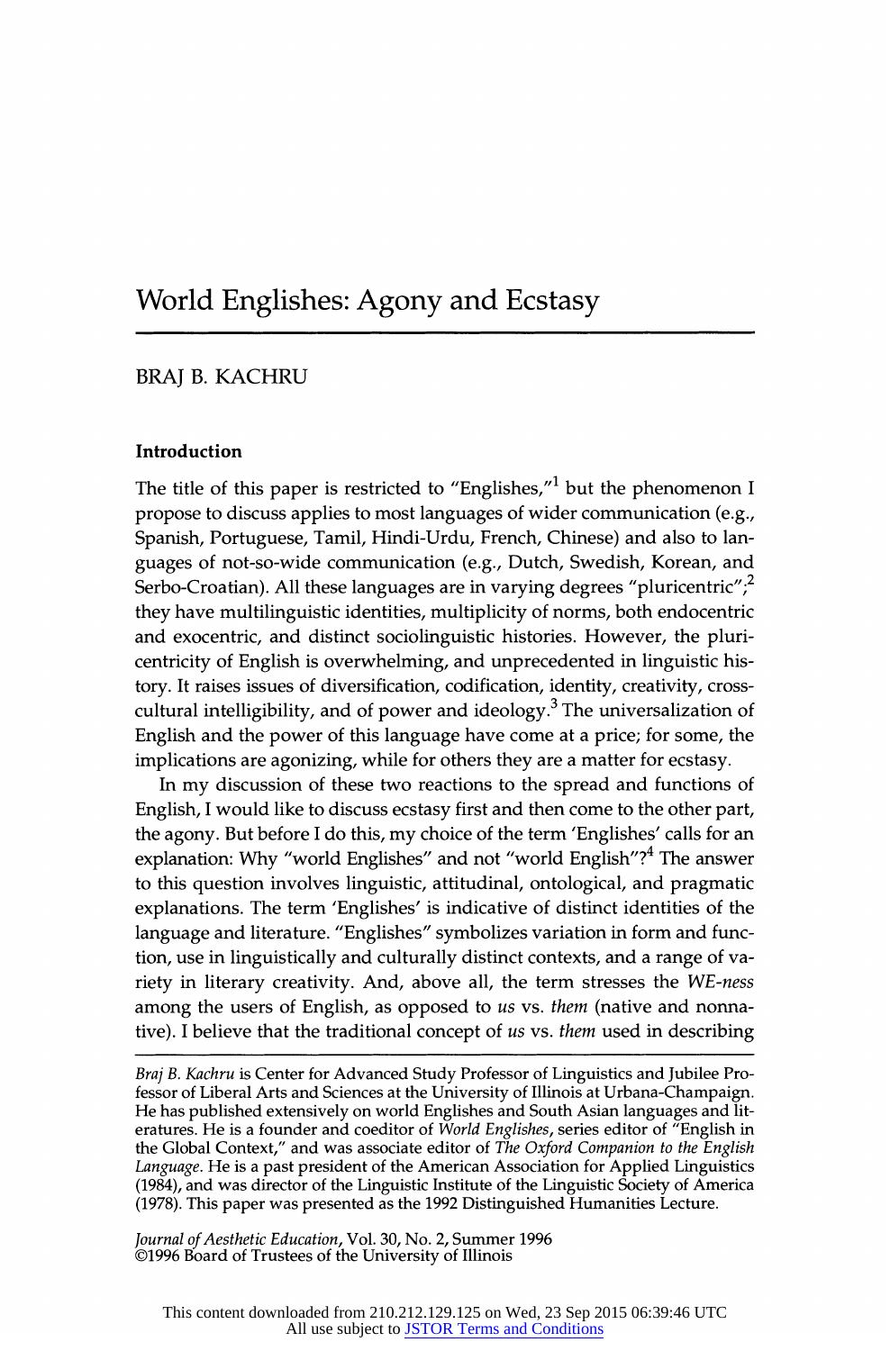# World Englishes: Agony and Ecstasy

BRAJ B. KACHRU

## Introduction

The title of this paper is restricted to "Englishes,"[1] but the phenomenon I propose to discuss applies to most languages of wider communication (e.g., Spanish, Portuguese, Tamil, Hindi-Urdu, French, Chinese) and also to languages of not-so-wide communication (e.g., Dutch, Swedish, Korean, and Serbo-Croatian). All these languages are in varying degrees "pluricentric";[2] they have multilinguistic identities, multiplicity of norms, both endocentric and exocentric, and distinct sociolinguistic histories. However, the pluricentricity of English is overwhelming, and unprecedented in linguistic history. It raises issues of diversification, codification, identity, creativity, cross-cultural intelligibility, and of power and ideology.[3] The universalization of English and the power of this language have come at a price; for some, the implications are agonizing, while for others they are a matter for ecstasy.

In my discussion of these two reactions to the spread and functions of English, I would like to discuss ecstasy first and then come to the other part, the agony. But before I do this, my choice of the term 'Englishes' calls for an explanation: Why "world Englishes" and not "world English"?[4] The answer to this question involves linguistic, attitudinal, ontological, and pragmatic explanations. The term 'Englishes' is indicative of distinct identities of the language and literature. "Englishes" symbolizes variation in form and function, use in linguistically and culturally distinct contexts, and a range of variety in literary creativity. And, above all, the term stresses the *WE-ness* among the users of English, as opposed to *us* vs. *them* (native and nonnative). I believe that the traditional concept of *us* vs. *them* used in describing

---

*Braj B. Kachru* is Center for Advanced Study Professor of Linguistics and Jubilee Professor of Liberal Arts and Sciences at the University of Illinois at Urbana-Champaign. He has published extensively on world Englishes and South Asian languages and literatures. He is a founder and coeditor of *World Englishes*, series editor of "English in the Global Context," and was associate editor of *The Oxford Companion to the English Language*. He is a past president of the American Association for Applied Linguistics (1984), and was director of the Linguistic Institute of the Linguistic Society of America (1978). This paper was presented as the 1992 Distinguished Humanities Lecture.

*Journal of Aesthetic Education*, Vol. 30, No. 2, Summer 1996
©1996 Board of Trustees of the University of Illinois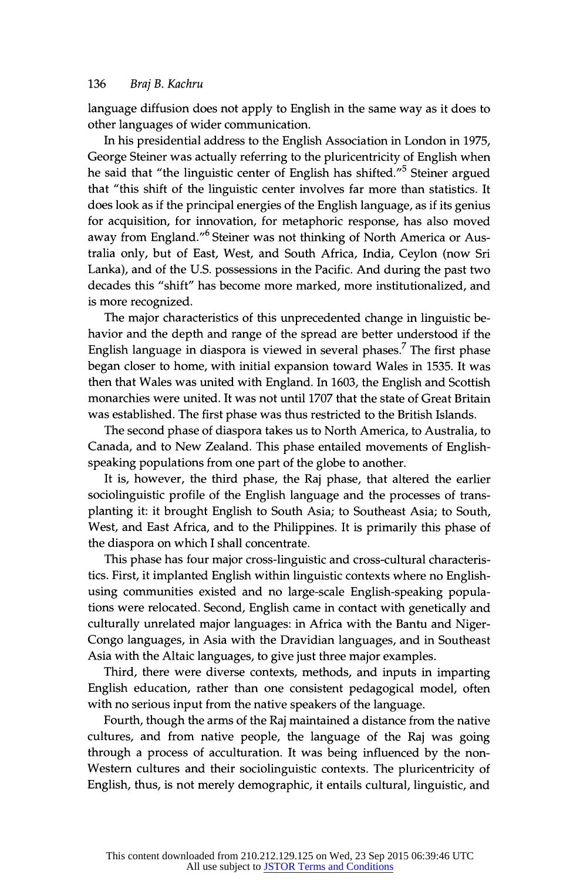language diffusion does not apply to English in the same way as it does to other languages of wider communication.

In his presidential address to the English Association in London in 1975, George Steiner was actually referring to the pluricentricity of English when he said that "the linguistic center of English has shifted."[5] Steiner argued that "this shift of the linguistic center involves far more than statistics. It does look as if the principal energies of the English language, as if its genius for acquisition, for innovation, for metaphoric response, has also moved away from England."[6] Steiner was not thinking of North America or Australia only, but of East, West, and South Africa, India, Ceylon (now Sri Lanka), and of the U.S. possessions in the Pacific. And during the past two decades this "shift" has become more marked, more institutionalized, and is more recognized.

The major characteristics of this unprecedented change in linguistic behavior and the depth and range of the spread are better understood if the English language in diaspora is viewed in several phases.[7] The first phase began closer to home, with initial expansion toward Wales in 1535. It was then that Wales was united with England. In 1603, the English and Scottish monarchies were united. It was not until 1707 that the state of Great Britain was established. The first phase was thus restricted to the British Islands.

The second phase of diaspora takes us to North America, to Australia, to Canada, and to New Zealand. This phase entailed movements of English-speaking populations from one part of the globe to another.

It is, however, the third phase, the Raj phase, that altered the earlier sociolinguistic profile of the English language and the processes of transplanting it: it brought English to South Asia; to Southeast Asia; to South, West, and East Africa, and to the Philippines. It is primarily this phase of the diaspora on which I shall concentrate.

This phase has four major cross-linguistic and cross-cultural characteristics. First, it implanted English within linguistic contexts where no English-using communities existed and no large-scale English-speaking populations were relocated. Second, English came in contact with genetically and culturally unrelated major languages: in Africa with the Bantu and Niger-Congo languages, in Asia with the Dravidian languages, and in Southeast Asia with the Altaic languages, to give just three major examples.

Third, there were diverse contexts, methods, and inputs in imparting English education, rather than one consistent pedagogical model, often with no serious input from the native speakers of the language.

Fourth, though the arms of the Raj maintained a distance from the native cultures, and from native people, the language of the Raj was going through a process of acculturation. It was being influenced by the non-Western cultures and their sociolinguistic contexts. The pluricentricity of English, thus, is not merely demographic, it entails cultural, linguistic, and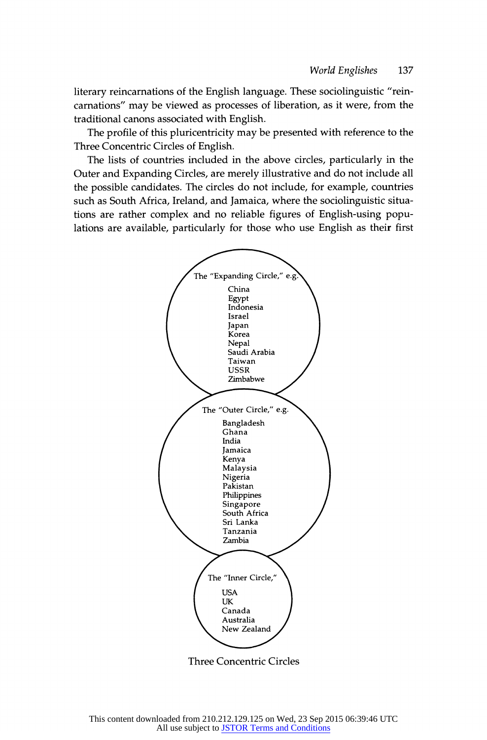literary reincarnations of the English language. These sociolinguistic "reincarnations" may be viewed as processes of liberation, as it were, from the traditional canons associated with English.

The profile of this pluricentricity may be presented with reference to the Three Concentric Circles of English.

The lists of countries included in the above circles, particularly in the Outer and Expanding Circles, are merely illustrative and do not include all the possible candidates. The circles do not include, for example, countries such as South Africa, Ireland, and Jamaica, where the sociolinguistic situations are rather complex and no reliable figures of English-using populations are available, particularly for those who use English as their first

The "Expanding Circle," e.g.

China
Egypt
Indonesia
Israel
Japan
Korea
Nepal
Saudi Arabia
Taiwan
USSR
Zimbabwe

The "Outer Circle," e.g.

Bangladesh
Ghana
India
Jamaica
Kenya
Malaysia
Nigeria
Pakistan
Philippines
Singapore
South Africa
Sri Lanka
Tanzania
Zambia

The "Inner Circle,"

USA
UK
Canada
Australia
New Zealand

Three Concentric Circles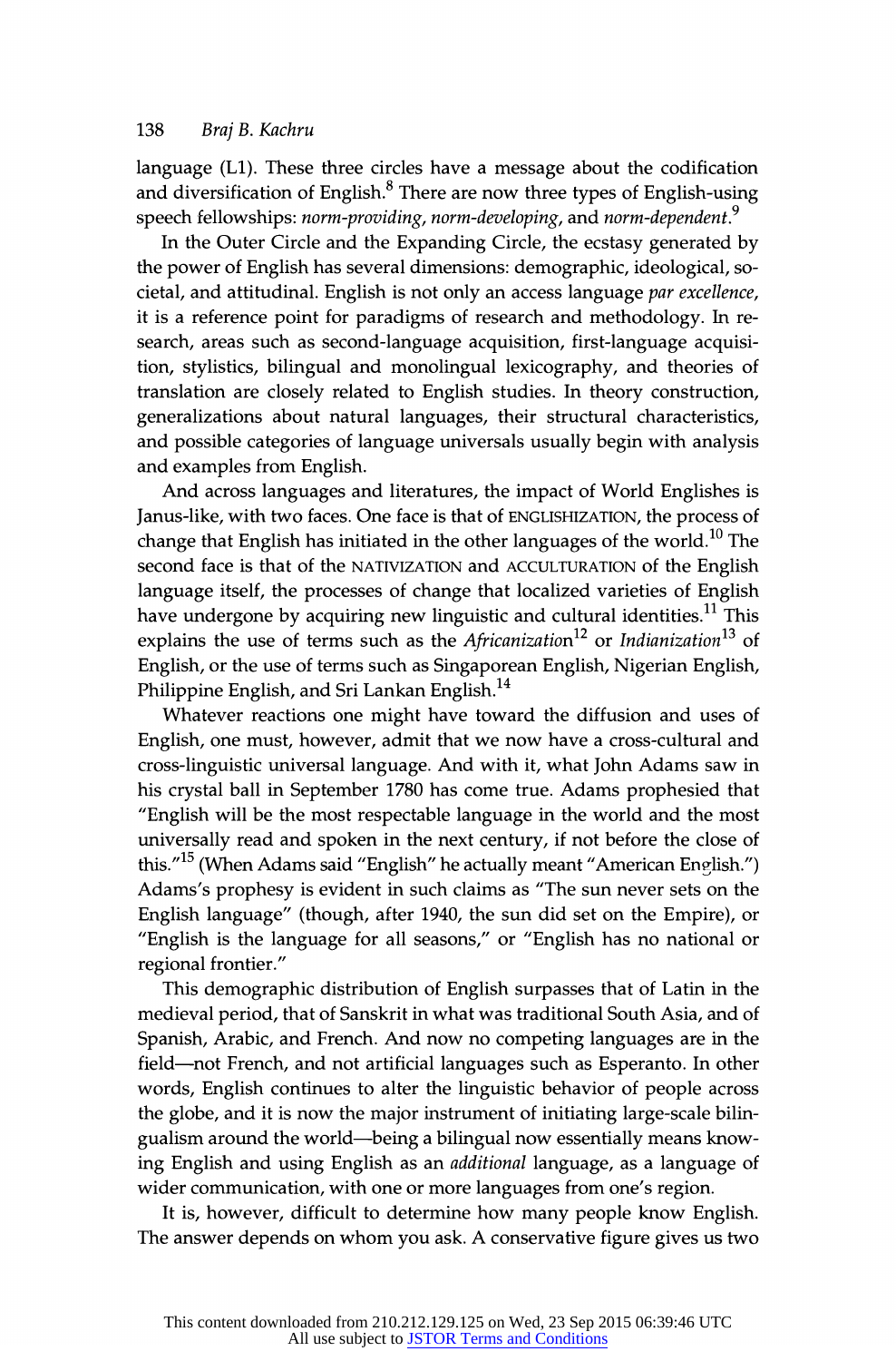language (L1). These three circles have a message about the codification and diversification of English.[8] There are now three types of English-using speech fellowships: *norm-providing*, *norm-developing*, and *norm-dependent*.[9]

In the Outer Circle and the Expanding Circle, the ecstasy generated by the power of English has several dimensions: demographic, ideological, societal, and attitudinal. English is not only an access language *par excellence*, it is a reference point for paradigms of research and methodology. In research, areas such as second-language acquisition, first-language acquisition, stylistics, bilingual and monolingual lexicography, and theories of translation are closely related to English studies. In theory construction, generalizations about natural languages, their structural characteristics, and possible categories of language universals usually begin with analysis and examples from English.

And across languages and literatures, the impact of World Englishes is Janus-like, with two faces. One face is that of ENGLISHIZATION, the process of change that English has initiated in the other languages of the world.[10] The second face is that of the NATIVIZATION and ACCULTURATION of the English language itself, the processes of change that localized varieties of English have undergone by acquiring new linguistic and cultural identities.[11] This explains the use of terms such as the *Africanization*[12] or *Indianization*[13] of English, or the use of terms such as Singaporean English, Nigerian English, Philippine English, and Sri Lankan English.[14]

Whatever reactions one might have toward the diffusion and uses of English, one must, however, admit that we now have a cross-cultural and cross-linguistic universal language. And with it, what John Adams saw in his crystal ball in September 1780 has come true. Adams prophesied that "English will be the most respectable language in the world and the most universally read and spoken in the next century, if not before the close of this."[15] (When Adams said "English" he actually meant "American English.") Adams's prophesy is evident in such claims as "The sun never sets on the English language" (though, after 1940, the sun did set on the Empire), or "English is the language for all seasons," or "English has no national or regional frontier."

This demographic distribution of English surpasses that of Latin in the medieval period, that of Sanskrit in what was traditional South Asia, and of Spanish, Arabic, and French. And now no competing languages are in the field—not French, and not artificial languages such as Esperanto. In other words, English continues to alter the linguistic behavior of people across the globe, and it is now the major instrument of initiating large-scale bilingualism around the world—being a bilingual now essentially means knowing English and using English as an *additional* language, as a language of wider communication, with one or more languages from one's region.

It is, however, difficult to determine how many people know English. The answer depends on whom you ask. A conservative figure gives us two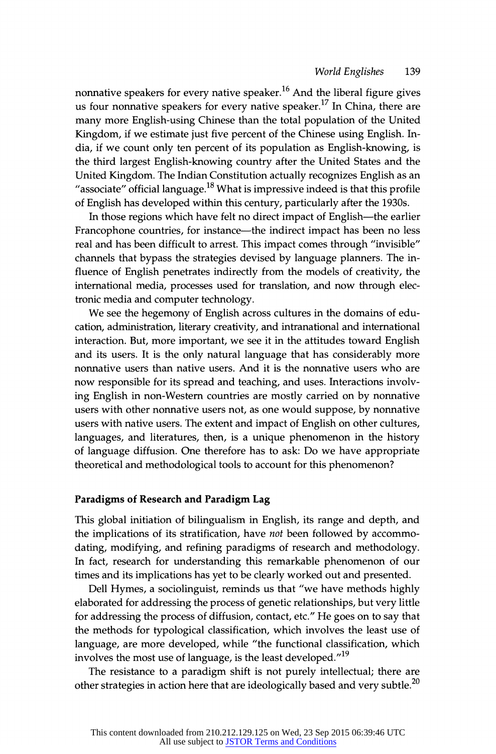nonnative speakers for every native speaker.[16] And the liberal figure gives us four nonnative speakers for every native speaker.[17] In China, there are many more English-using Chinese than the total population of the United Kingdom, if we estimate just five percent of the Chinese using English. India, if we count only ten percent of its population as English-knowing, is the third largest English-knowing country after the United States and the United Kingdom. The Indian Constitution actually recognizes English as an "associate" official language.[18] What is impressive indeed is that this profile of English has developed within this century, particularly after the 1930s.

In those regions which have felt no direct impact of English—the earlier Francophone countries, for instance—the indirect impact has been no less real and has been difficult to arrest. This impact comes through "invisible" channels that bypass the strategies devised by language planners. The influence of English penetrates indirectly from the models of creativity, the international media, processes used for translation, and now through electronic media and computer technology.

We see the hegemony of English across cultures in the domains of education, administration, literary creativity, and intranational and international interaction. But, more important, we see it in the attitudes toward English and its users. It is the only natural language that has considerably more nonnative users than native users. And it is the nonnative users who are now responsible for its spread and teaching, and uses. Interactions involving English in non-Western countries are mostly carried on by nonnative users with other nonnative users not, as one would suppose, by nonnative users with native users. The extent and impact of English on other cultures, languages, and literatures, then, is a unique phenomenon in the history of language diffusion. One therefore has to ask: Do we have appropriate theoretical and methodological tools to account for this phenomenon?

## Paradigms of Research and Paradigm Lag

This global initiation of bilingualism in English, its range and depth, and the implications of its stratification, have *not* been followed by accommodating, modifying, and refining paradigms of research and methodology. In fact, research for understanding this remarkable phenomenon of our times and its implications has yet to be clearly worked out and presented.

Dell Hymes, a sociolinguist, reminds us that "we have methods highly elaborated for addressing the process of genetic relationships, but very little for addressing the process of diffusion, contact, etc." He goes on to say that the methods for typological classification, which involves the least use of language, are more developed, while "the functional classification, which involves the most use of language, is the least developed."[19]

The resistance to a paradigm shift is not purely intellectual; there are other strategies in action here that are ideologically based and very subtle.[20]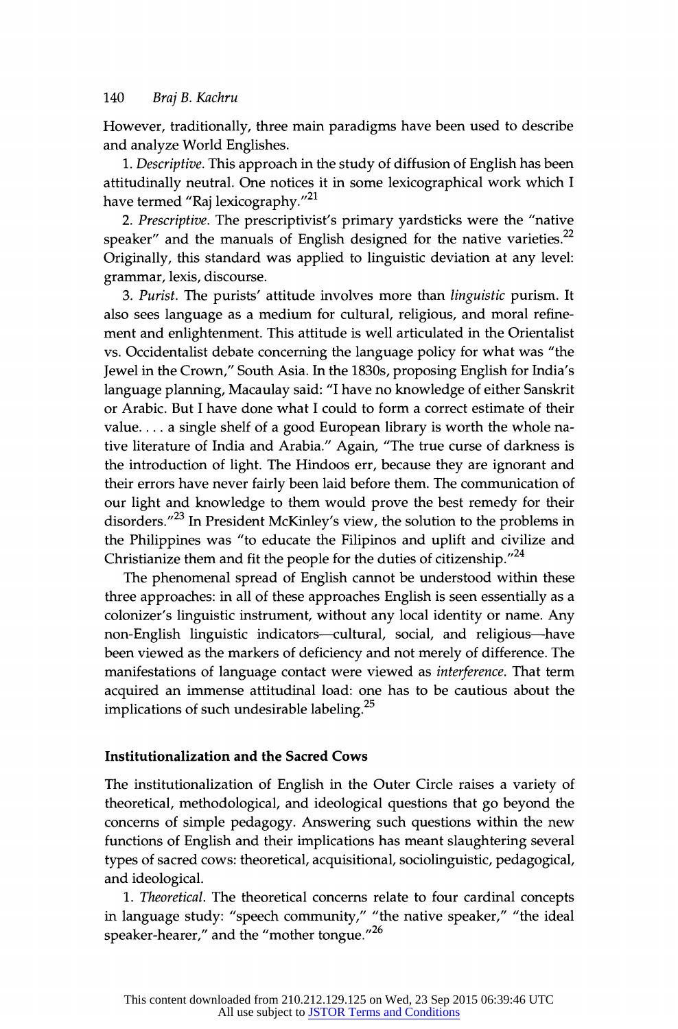However, traditionally, three main paradigms have been used to describe and analyze World Englishes.

1. *Descriptive*. This approach in the study of diffusion of English has been attitudinally neutral. One notices it in some lexicographical work which I have termed "Raj lexicography."[21]

2. *Prescriptive*. The prescriptivist's primary yardsticks were the "native speaker" and the manuals of English designed for the native varieties.[22] Originally, this standard was applied to linguistic deviation at any level: grammar, lexis, discourse.

3. *Purist*. The purists' attitude involves more than *linguistic* purism. It also sees language as a medium for cultural, religious, and moral refinement and enlightenment. This attitude is well articulated in the Orientalist vs. Occidentalist debate concerning the language policy for what was "the Jewel in the Crown," South Asia. In the 1830s, proposing English for India's language planning, Macaulay said: "I have no knowledge of either Sanskrit or Arabic. But I have done what I could to form a correct estimate of their value. . . . a single shelf of a good European library is worth the whole native literature of India and Arabia." Again, "The true curse of darkness is the introduction of light. The Hindoos err, because they are ignorant and their errors have never fairly been laid before them. The communication of our light and knowledge to them would prove the best remedy for their disorders."[23] In President McKinley's view, the solution to the problems in the Philippines was "to educate the Filipinos and uplift and civilize and Christianize them and fit the people for the duties of citizenship."[24]

The phenomenal spread of English cannot be understood within these three approaches: in all of these approaches English is seen essentially as a colonizer's linguistic instrument, without any local identity or name. Any non-English linguistic indicators—cultural, social, and religious—have been viewed as the markers of deficiency and not merely of difference. The manifestations of language contact were viewed as *interference*. That term acquired an immense attitudinal load: one has to be cautious about the implications of such undesirable labeling.[25]

### Institutionalization and the Sacred Cows

The institutionalization of English in the Outer Circle raises a variety of theoretical, methodological, and ideological questions that go beyond the concerns of simple pedagogy. Answering such questions within the new functions of English and their implications has meant slaughtering several types of sacred cows: theoretical, acquisitional, sociolinguistic, pedagogical, and ideological.

1. *Theoretical*. The theoretical concerns relate to four cardinal concepts in language study: "speech community," "the native speaker," "the ideal speaker-hearer," and the "mother tongue."[26]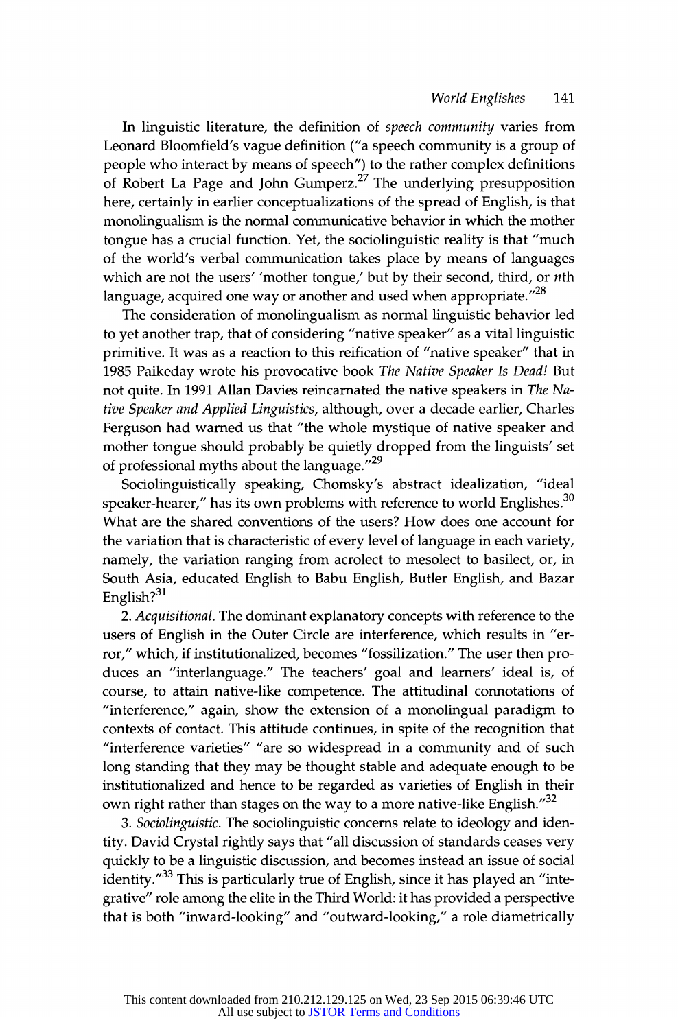In linguistic literature, the definition of *speech community* varies from Leonard Bloomfield's vague definition ("a speech community is a group of people who interact by means of speech") to the rather complex definitions of Robert La Page and John Gumperz.[27] The underlying presupposition here, certainly in earlier conceptualizations of the spread of English, is that monolingualism is the normal communicative behavior in which the mother tongue has a crucial function. Yet, the sociolinguistic reality is that "much of the world's verbal communication takes place by means of languages which are not the users' 'mother tongue,' but by their second, third, or *n*th language, acquired one way or another and used when appropriate."[28]

The consideration of monolingualism as normal linguistic behavior led to yet another trap, that of considering "native speaker" as a vital linguistic primitive. It was as a reaction to this reification of "native speaker" that in 1985 Paikeday wrote his provocative book *The Native Speaker Is Dead!* But not quite. In 1991 Allan Davies reincarnated the native speakers in *The Native Speaker and Applied Linguistics*, although, over a decade earlier, Charles Ferguson had warned us that "the whole mystique of native speaker and mother tongue should probably be quietly dropped from the linguists' set of professional myths about the language."[29]

Sociolinguistically speaking, Chomsky's abstract idealization, "ideal speaker-hearer," has its own problems with reference to world Englishes.[30] What are the shared conventions of the users? How does one account for the variation that is characteristic of every level of language in each variety, namely, the variation ranging from acrolect to mesolect to basilect, or, in South Asia, educated English to Babu English, Butler English, and Bazar English?[31]

2. *Acquisitional.* The dominant explanatory concepts with reference to the users of English in the Outer Circle are interference, which results in "error," which, if institutionalized, becomes "fossilization." The user then produces an "interlanguage." The teachers' goal and learners' ideal is, of course, to attain native-like competence. The attitudinal connotations of "interference," again, show the extension of a monolingual paradigm to contexts of contact. This attitude continues, in spite of the recognition that "interference varieties" "are so widespread in a community and of such long standing that they may be thought stable and adequate enough to be institutionalized and hence to be regarded as varieties of English in their own right rather than stages on the way to a more native-like English."[32]

3. *Sociolinguistic.* The sociolinguistic concerns relate to ideology and identity. David Crystal rightly says that "all discussion of standards ceases very quickly to be a linguistic discussion, and becomes instead an issue of social identity."[33] This is particularly true of English, since it has played an "integrative" role among the elite in the Third World: it has provided a perspective that is both "inward-looking" and "outward-looking," a role diametrically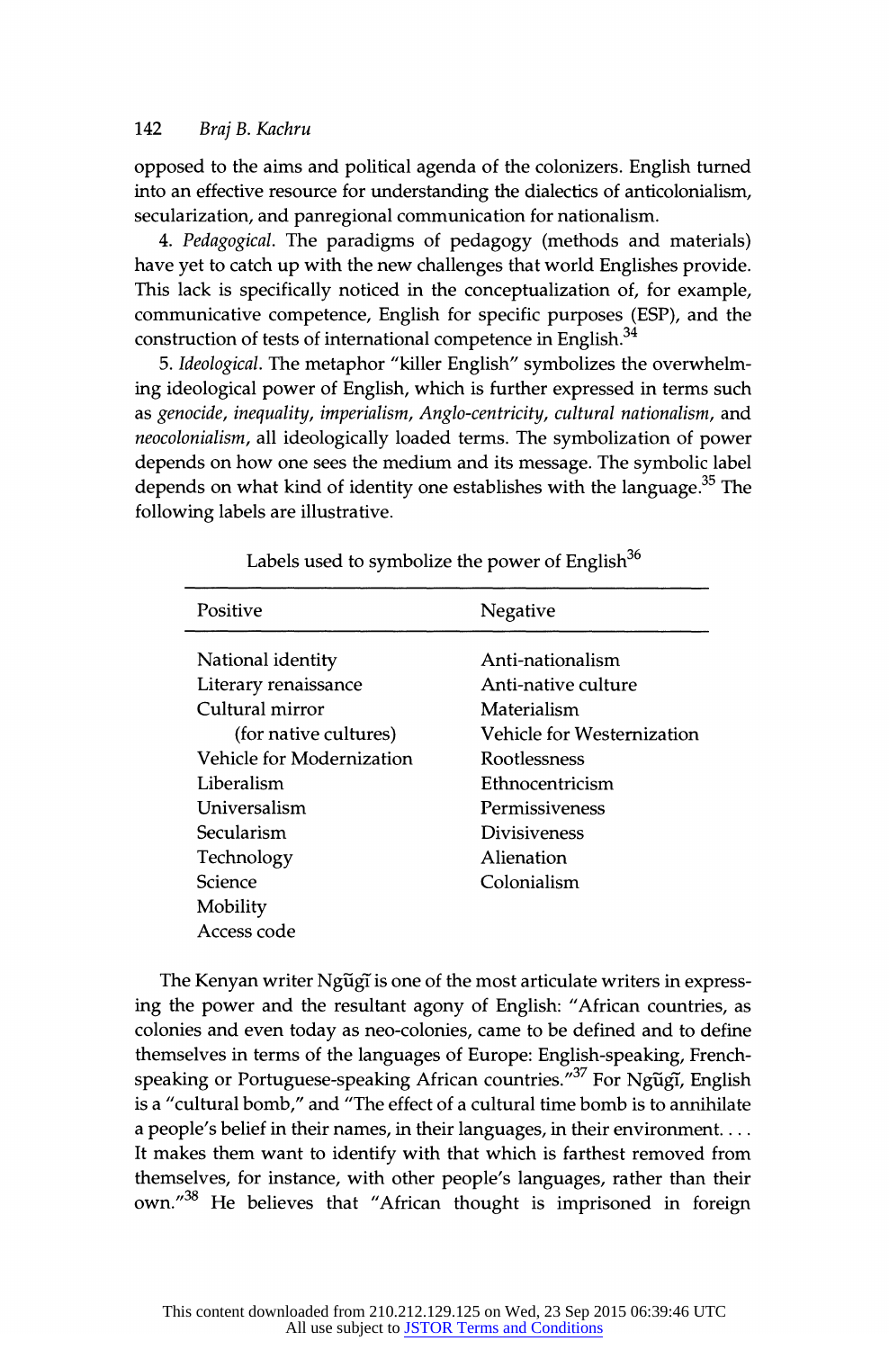opposed to the aims and political agenda of the colonizers. English turned into an effective resource for understanding the dialectics of anticolonialism, secularization, and panregional communication for nationalism.

4. *Pedagogical*. The paradigms of pedagogy (methods and materials) have yet to catch up with the new challenges that world Englishes provide. This lack is specifically noticed in the conceptualization of, for example, communicative competence, English for specific purposes (ESP), and the construction of tests of international competence in English.[34]

5. *Ideological*. The metaphor "killer English" symbolizes the overwhelming ideological power of English, which is further expressed in terms such as *genocide*, *inequality*, *imperialism*, *Anglo-centricity*, *cultural nationalism*, and *neocolonialism*, all ideologically loaded terms. The symbolization of power depends on how one sees the medium and its message. The symbolic label depends on what kind of identity one establishes with the language.[35] The following labels are illustrative.

Labels used to symbolize the power of English[36]

| Positive | Negative |
|---|---|
| National identity | Anti-nationalism |
| Literary renaissance | Anti-native culture |
| Cultural mirror (for native cultures) | Materialism |
| | Vehicle for Westernization |
| Vehicle for Modernization | Rootlessness |
| Liberalism | Ethnocentricism |
| Universalism | Permissiveness |
| Secularism | Divisiveness |
| Technology | Alienation |
| Science | Colonialism |
| Mobility | |
| Access code | |

The Kenyan writer Ngũgĩ is one of the most articulate writers in expressing the power and the resultant agony of English: "African countries, as colonies and even today as neo-colonies, came to be defined and to define themselves in terms of the languages of Europe: English-speaking, French-speaking or Portuguese-speaking African countries."[37] For Ngũgĩ, English is a "cultural bomb," and "The effect of a cultural time bomb is to annihilate a people's belief in their names, in their languages, in their environment. . . . It makes them want to identify with that which is farthest removed from themselves, for instance, with other people's languages, rather than their own."[38] He believes that "African thought is imprisoned in foreign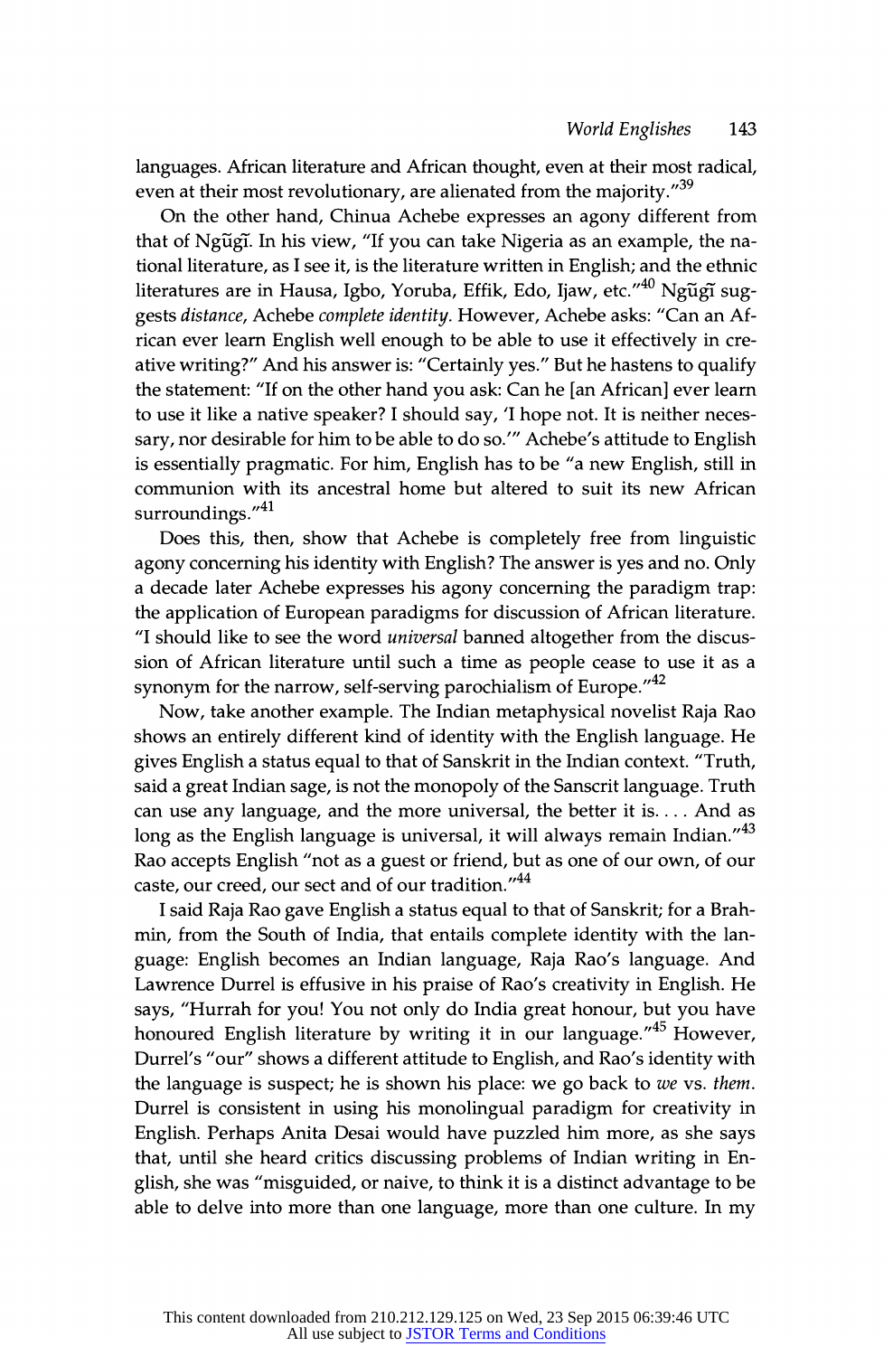languages. African literature and African thought, even at their most radical, even at their most revolutionary, are alienated from the majority."[39]

On the other hand, Chinua Achebe expresses an agony different from that of Ngũgĩ. In his view, "If you can take Nigeria as an example, the national literature, as I see it, is the literature written in English; and the ethnic literatures are in Hausa, Igbo, Yoruba, Effik, Edo, Ijaw, etc."[40] Ngũgĩ suggests *distance*, Achebe *complete identity*. However, Achebe asks: "Can an African ever learn English well enough to be able to use it effectively in creative writing?" And his answer is: "Certainly yes." But he hastens to qualify the statement: "If on the other hand you ask: Can he [an African] ever learn to use it like a native speaker? I should say, 'I hope not. It is neither necessary, nor desirable for him to be able to do so.'" Achebe's attitude to English is essentially pragmatic. For him, English has to be "a new English, still in communion with its ancestral home but altered to suit its new African surroundings."[41]

Does this, then, show that Achebe is completely free from linguistic agony concerning his identity with English? The answer is yes and no. Only a decade later Achebe expresses his agony concerning the paradigm trap: the application of European paradigms for discussion of African literature. "I should like to see the word *universal* banned altogether from the discussion of African literature until such a time as people cease to use it as a synonym for the narrow, self-serving parochialism of Europe."[42]

Now, take another example. The Indian metaphysical novelist Raja Rao shows an entirely different kind of identity with the English language. He gives English a status equal to that of Sanskrit in the Indian context. "Truth, said a great Indian sage, is not the monopoly of the Sanscrit language. Truth can use any language, and the more universal, the better it is. . . . And as long as the English language is universal, it will always remain Indian."[43] Rao accepts English "not as a guest or friend, but as one of our own, of our caste, our creed, our sect and of our tradition."[44]

I said Raja Rao gave English a status equal to that of Sanskrit; for a Brahmin, from the South of India, that entails complete identity with the language: English becomes an Indian language, Raja Rao's language. And Lawrence Durrel is effusive in his praise of Rao's creativity in English. He says, "Hurrah for you! You not only do India great honour, but you have honoured English literature by writing it in our language."[45] However, Durrel's "our" shows a different attitude to English, and Rao's identity with the language is suspect; he is shown his place: we go back to *we* vs. *them*. Durrel is consistent in using his monolingual paradigm for creativity in English. Perhaps Anita Desai would have puzzled him more, as she says that, until she heard critics discussing problems of Indian writing in English, she was "misguided, or naive, to think it is a distinct advantage to be able to delve into more than one language, more than one culture. In my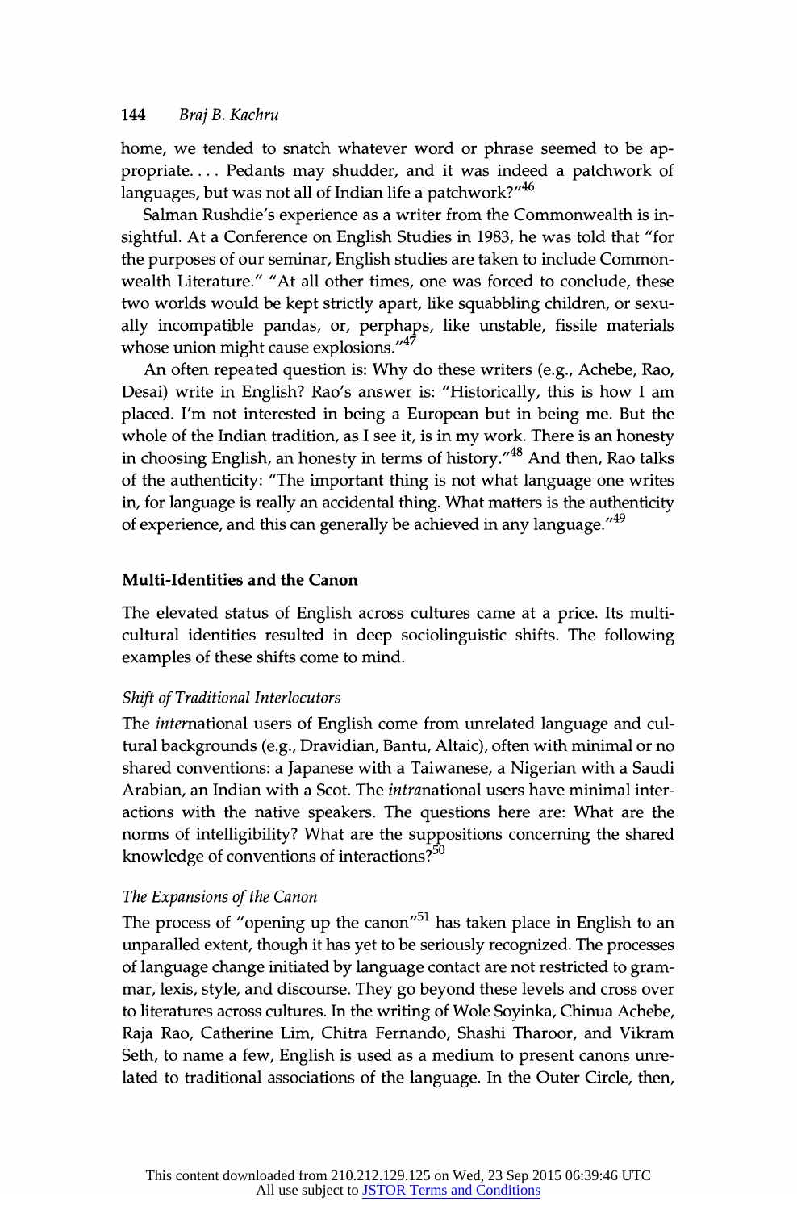home, we tended to snatch whatever word or phrase seemed to be appropriate.... Pedants may shudder, and it was indeed a patchwork of languages, but was not all of Indian life a patchwork?"[46]

Salman Rushdie's experience as a writer from the Commonwealth is insightful. At a Conference on English Studies in 1983, he was told that "for the purposes of our seminar, English studies are taken to include Commonwealth Literature." "At all other times, one was forced to conclude, these two worlds would be kept strictly apart, like squabbling children, or sexually incompatible pandas, or, perphaps, like unstable, fissile materials whose union might cause explosions."[47]

An often repeated question is: Why do these writers (e.g., Achebe, Rao, Desai) write in English? Rao's answer is: "Historically, this is how I am placed. I'm not interested in being a European but in being me. But the whole of the Indian tradition, as I see it, is in my work. There is an honesty in choosing English, an honesty in terms of history."[48] And then, Rao talks of the authenticity: "The important thing is not what language one writes in, for language is really an accidental thing. What matters is the authenticity of experience, and this can generally be achieved in any language."[49]

## Multi-Identities and the Canon

The elevated status of English across cultures came at a price. Its multicultural identities resulted in deep sociolinguistic shifts. The following examples of these shifts come to mind.

### *Shift of Traditional Interlocutors*

The *inter*national users of English come from unrelated language and cultural backgrounds (e.g., Dravidian, Bantu, Altaic), often with minimal or no shared conventions: a Japanese with a Taiwanese, a Nigerian with a Saudi Arabian, an Indian with a Scot. The *intra*national users have minimal interactions with the native speakers. The questions here are: What are the norms of intelligibility? What are the suppositions concerning the shared knowledge of conventions of interactions?[50]

### *The Expansions of the Canon*

The process of "opening up the canon"[51] has taken place in English to an unparalled extent, though it has yet to be seriously recognized. The processes of language change initiated by language contact are not restricted to grammar, lexis, style, and discourse. They go beyond these levels and cross over to literatures across cultures. In the writing of Wole Soyinka, Chinua Achebe, Raja Rao, Catherine Lim, Chitra Fernando, Shashi Tharoor, and Vikram Seth, to name a few, English is used as a medium to present canons unrelated to traditional associations of the language. In the Outer Circle, then,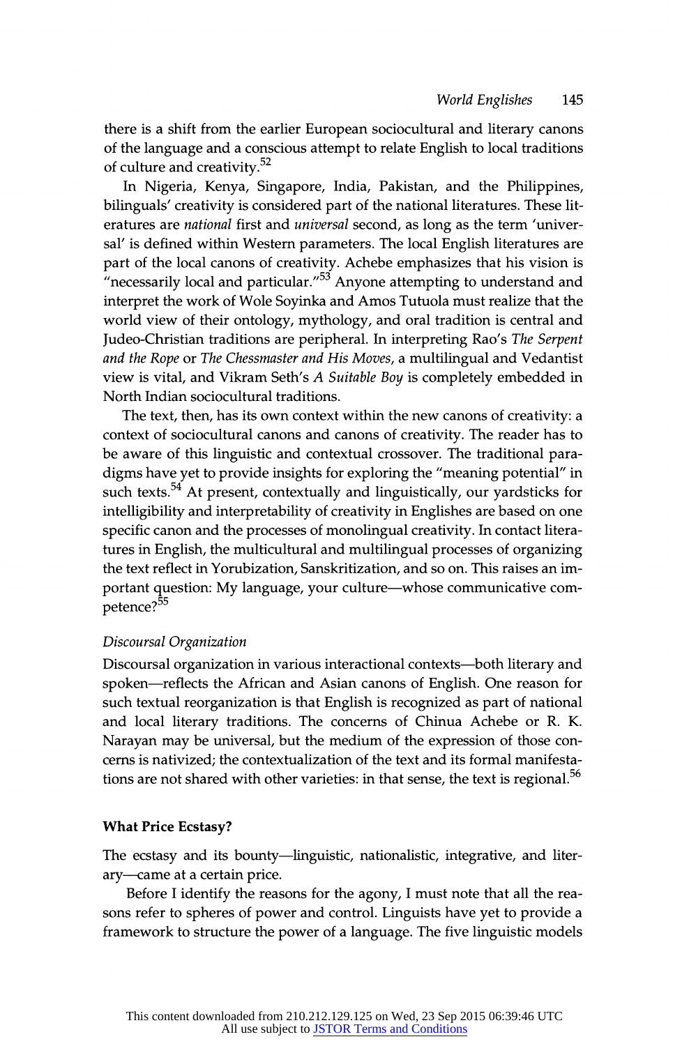there is a shift from the earlier European sociocultural and literary canons of the language and a conscious attempt to relate English to local traditions of culture and creativity.[52]

In Nigeria, Kenya, Singapore, India, Pakistan, and the Philippines, bilinguals' creativity is considered part of the national literatures. These literatures are *national* first and *universal* second, as long as the term 'universal' is defined within Western parameters. The local English literatures are part of the local canons of creativity. Achebe emphasizes that his vision is "necessarily local and particular."[53] Anyone attempting to understand and interpret the work of Wole Soyinka and Amos Tutuola must realize that the world view of their ontology, mythology, and oral tradition is central and Judeo-Christian traditions are peripheral. In interpreting Rao's *The Serpent and the Rope* or *The Chessmaster and His Moves*, a multilingual and Vedantist view is vital, and Vikram Seth's *A Suitable Boy* is completely embedded in North Indian sociocultural traditions.

The text, then, has its own context within the new canons of creativity: a context of sociocultural canons and canons of creativity. The reader has to be aware of this linguistic and contextual crossover. The traditional paradigms have yet to provide insights for exploring the "meaning potential" in such texts.[54] At present, contextually and linguistically, our yardsticks for intelligibility and interpretability of creativity in Englishes are based on one specific canon and the processes of monolingual creativity. In contact literatures in English, the multicultural and multilingual processes of organizing the text reflect in Yorubization, Sanskritization, and so on. This raises an important question: My language, your culture—whose communicative competence?[55]

*Discoursal Organization*

Discoursal organization in various interactional contexts—both literary and spoken—reflects the African and Asian canons of English. One reason for such textual reorganization is that English is recognized as part of national and local literary traditions. The concerns of Chinua Achebe or R. K. Narayan may be universal, but the medium of the expression of those concerns is nativized; the contextualization of the text and its formal manifestations are not shared with other varieties: in that sense, the text is regional.[56]

### What Price Ecstasy?

The ecstasy and its bounty—linguistic, nationalistic, integrative, and literary—came at a certain price.

Before I identify the reasons for the agony, I must note that all the reasons refer to spheres of power and control. Linguists have yet to provide a framework to structure the power of a language. The five linguistic models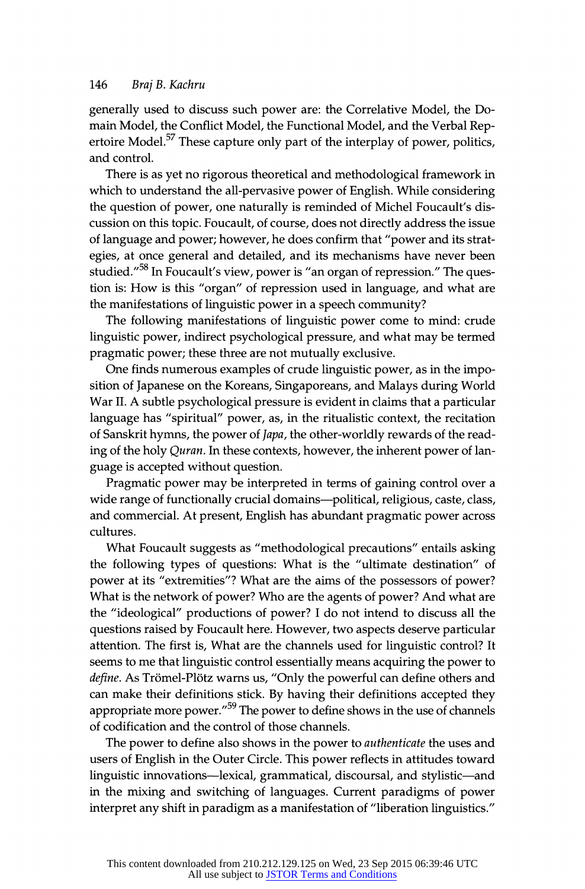generally used to discuss such power are: the Correlative Model, the Domain Model, the Conflict Model, the Functional Model, and the Verbal Repertoire Model.[57] These capture only part of the interplay of power, politics, and control.

There is as yet no rigorous theoretical and methodological framework in which to understand the all-pervasive power of English. While considering the question of power, one naturally is reminded of Michel Foucault's discussion on this topic. Foucault, of course, does not directly address the issue of language and power; however, he does confirm that "power and its strategies, at once general and detailed, and its mechanisms have never been studied."[58] In Foucault's view, power is "an organ of repression." The question is: How is this "organ" of repression used in language, and what are the manifestations of linguistic power in a speech community?

The following manifestations of linguistic power come to mind: crude linguistic power, indirect psychological pressure, and what may be termed pragmatic power; these three are not mutually exclusive.

One finds numerous examples of crude linguistic power, as in the imposition of Japanese on the Koreans, Singaporeans, and Malays during World War II. A subtle psychological pressure is evident in claims that a particular language has "spiritual" power, as, in the ritualistic context, the recitation of Sanskrit hymns, the power of *Japa*, the other-worldly rewards of the reading of the holy *Quran*. In these contexts, however, the inherent power of language is accepted without question.

Pragmatic power may be interpreted in terms of gaining control over a wide range of functionally crucial domains—political, religious, caste, class, and commercial. At present, English has abundant pragmatic power across cultures.

What Foucault suggests as "methodological precautions" entails asking the following types of questions: What is the "ultimate destination" of power at its "extremities"? What are the aims of the possessors of power? What is the network of power? Who are the agents of power? And what are the "ideological" productions of power? I do not intend to discuss all the questions raised by Foucault here. However, two aspects deserve particular attention. The first is, What are the channels used for linguistic control? It seems to me that linguistic control essentially means acquiring the power to *define*. As Trömel-Plötz warns us, "Only the powerful can define others and can make their definitions stick. By having their definitions accepted they appropriate more power."[59] The power to define shows in the use of channels of codification and the control of those channels.

The power to define also shows in the power to *authenticate* the uses and users of English in the Outer Circle. This power reflects in attitudes toward linguistic innovations—lexical, grammatical, discoursal, and stylistic—and in the mixing and switching of languages. Current paradigms of power interpret any shift in paradigm as a manifestation of "liberation linguistics."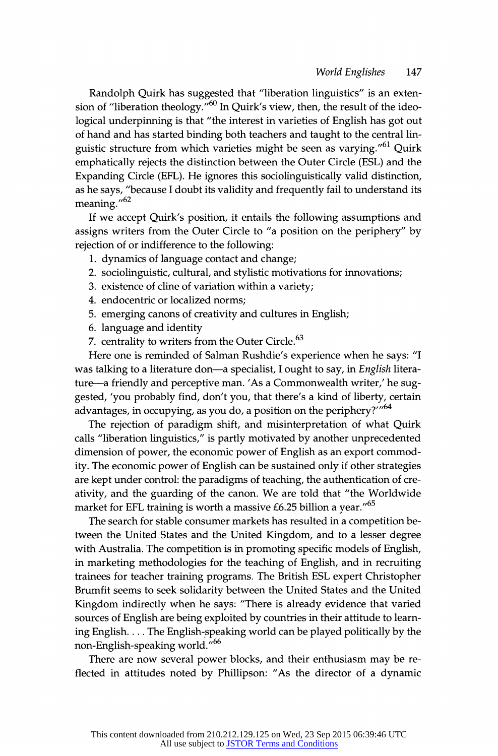Randolph Quirk has suggested that "liberation linguistics" is an extension of "liberation theology."[60] In Quirk's view, then, the result of the ideological underpinning is that "the interest in varieties of English has got out of hand and has started binding both teachers and taught to the central linguistic structure from which varieties might be seen as varying."[61] Quirk emphatically rejects the distinction between the Outer Circle (ESL) and the Expanding Circle (EFL). He ignores this sociolinguistically valid distinction, as he says, "because I doubt its validity and frequently fail to understand its meaning."[62]

If we accept Quirk's position, it entails the following assumptions and assigns writers from the Outer Circle to "a position on the periphery" by rejection of or indifference to the following:

1. dynamics of language contact and change;
2. sociolinguistic, cultural, and stylistic motivations for innovations;
3. existence of cline of variation within a variety;
4. endocentric or localized norms;
5. emerging canons of creativity and cultures in English;
6. language and identity
7. centrality to writers from the Outer Circle.[63]

Here one is reminded of Salman Rushdie's experience when he says: "I was talking to a literature don—a specialist, I ought to say, in *English* literature—a friendly and perceptive man. 'As a Commonwealth writer,' he suggested, 'you probably find, don't you, that there's a kind of liberty, certain advantages, in occupying, as you do, a position on the periphery?'"[64]

The rejection of paradigm shift, and misinterpretation of what Quirk calls "liberation linguistics," is partly motivated by another unprecedented dimension of power, the economic power of English as an export commodity. The economic power of English can be sustained only if other strategies are kept under control: the paradigms of teaching, the authentication of creativity, and the guarding of the canon. We are told that "the Worldwide market for EFL training is worth a massive £6.25 billion a year."[65]

The search for stable consumer markets has resulted in a competition between the United States and the United Kingdom, and to a lesser degree with Australia. The competition is in promoting specific models of English, in marketing methodologies for the teaching of English, and in recruiting trainees for teacher training programs. The British ESL expert Christopher Brumfit seems to seek solidarity between the United States and the United Kingdom indirectly when he says: "There is already evidence that varied sources of English are being exploited by countries in their attitude to learning English. . . . The English-speaking world can be played politically by the non-English-speaking world."[66]

There are now several power blocks, and their enthusiasm may be reflected in attitudes noted by Phillipson: "As the director of a dynamic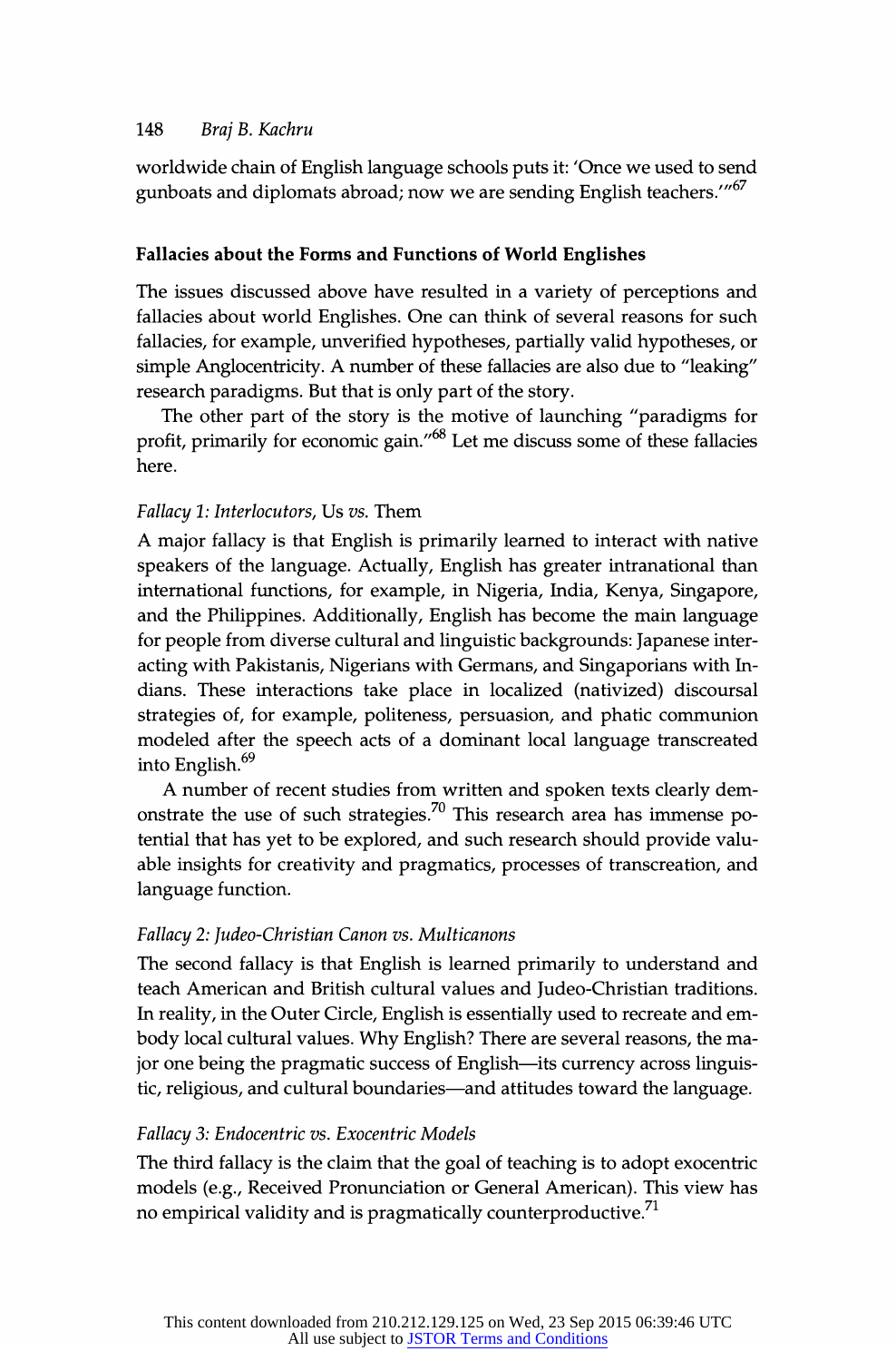worldwide chain of English language schools puts it: 'Once we used to send gunboats and diplomats abroad; now we are sending English teachers.'"[67]

## Fallacies about the Forms and Functions of World Englishes

The issues discussed above have resulted in a variety of perceptions and fallacies about world Englishes. One can think of several reasons for such fallacies, for example, unverified hypotheses, partially valid hypotheses, or simple Anglocentricity. A number of these fallacies are also due to "leaking" research paradigms. But that is only part of the story.

The other part of the story is the motive of launching "paradigms for profit, primarily for economic gain."[68] Let me discuss some of these fallacies here.

### *Fallacy 1: Interlocutors,* Us *vs.* Them

A major fallacy is that English is primarily learned to interact with native speakers of the language. Actually, English has greater intranational than international functions, for example, in Nigeria, India, Kenya, Singapore, and the Philippines. Additionally, English has become the main language for people from diverse cultural and linguistic backgrounds: Japanese interacting with Pakistanis, Nigerians with Germans, and Singaporians with Indians. These interactions take place in localized (nativized) discoursal strategies of, for example, politeness, persuasion, and phatic communion modeled after the speech acts of a dominant local language transcreated into English.[69]

A number of recent studies from written and spoken texts clearly demonstrate the use of such strategies.[70] This research area has immense potential that has yet to be explored, and such research should provide valuable insights for creativity and pragmatics, processes of transcreation, and language function.

### *Fallacy 2: Judeo-Christian Canon vs. Multicanons*

The second fallacy is that English is learned primarily to understand and teach American and British cultural values and Judeo-Christian traditions. In reality, in the Outer Circle, English is essentially used to recreate and embody local cultural values. Why English? There are several reasons, the major one being the pragmatic success of English—its currency across linguistic, religious, and cultural boundaries—and attitudes toward the language.

### *Fallacy 3: Endocentric vs. Exocentric Models*

The third fallacy is the claim that the goal of teaching is to adopt exocentric models (e.g., Received Pronunciation or General American). This view has no empirical validity and is pragmatically counterproductive.[71]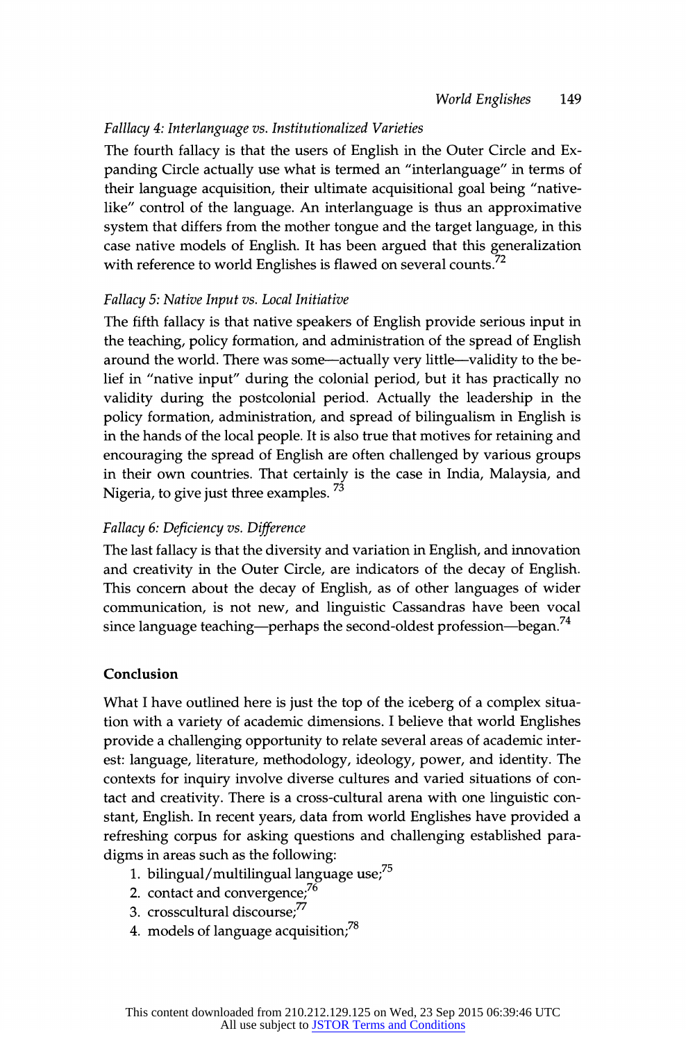*Falllacy 4: Interlanguage vs. Institutionalized Varieties*

The fourth fallacy is that the users of English in the Outer Circle and Expanding Circle actually use what is termed an "interlanguage" in terms of their language acquisition, their ultimate acquisitional goal being "native-like" control of the language. An interlanguage is thus an approximative system that differs from the mother tongue and the target language, in this case native models of English. It has been argued that this generalization with reference to world Englishes is flawed on several counts.[72]

*Fallacy 5: Native Input vs. Local Initiative*

The fifth fallacy is that native speakers of English provide serious input in the teaching, policy formation, and administration of the spread of English around the world. There was some—actually very little—validity to the belief in "native input" during the colonial period, but it has practically no validity during the postcolonial period. Actually the leadership in the policy formation, administration, and spread of bilingualism in English is in the hands of the local people. It is also true that motives for retaining and encouraging the spread of English are often challenged by various groups in their own countries. That certainly is the case in India, Malaysia, and Nigeria, to give just three examples.[73]

*Fallacy 6: Deficiency vs. Difference*

The last fallacy is that the diversity and variation in English, and innovation and creativity in the Outer Circle, are indicators of the decay of English. This concern about the decay of English, as of other languages of wider communication, is not new, and linguistic Cassandras have been vocal since language teaching—perhaps the second-oldest profession—began.[74]

## Conclusion

What I have outlined here is just the top of the iceberg of a complex situation with a variety of academic dimensions. I believe that world Englishes provide a challenging opportunity to relate several areas of academic interest: language, literature, methodology, ideology, power, and identity. The contexts for inquiry involve diverse cultures and varied situations of contact and creativity. There is a cross-cultural arena with one linguistic constant, English. In recent years, data from world Englishes have provided a refreshing corpus for asking questions and challenging established paradigms in areas such as the following:

1. bilingual/multilingual language use;[75]
2. contact and convergence;[76]
3. crosscultural discourse;[77]
4. models of language acquisition;[78]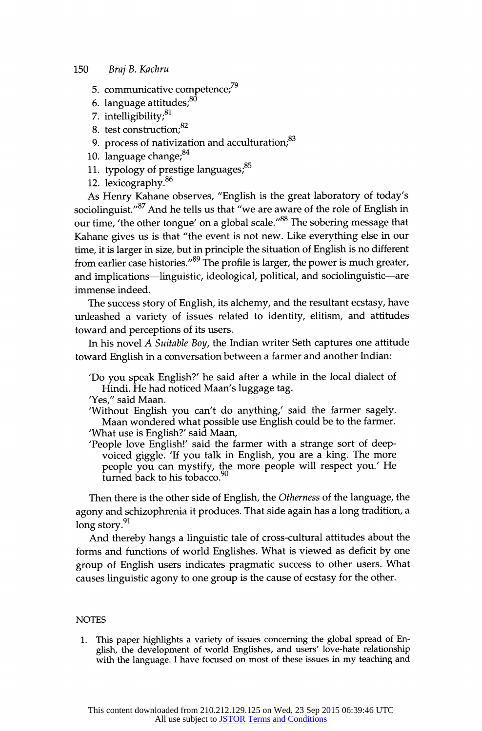5. communicative competence;[79]
6. language attitudes;[80]
7. intelligibility;[81]
8. test construction;[82]
9. process of nativization and acculturation;[83]
10. language change;[84]
11. typology of prestige languages;[85]
12. lexicography.[86]

As Henry Kahane observes, "English is the great laboratory of today's sociolinguist."[87] And he tells us that "we are aware of the role of English in our time, 'the other tongue' on a global scale."[88] The sobering message that Kahane gives us is that "the event is not new. Like everything else in our time, it is larger in size, but in principle the situation of English is no different from earlier case histories."[89] The profile is larger, the power is much greater, and implications—linguistic, ideological, political, and sociolinguistic—are immense indeed.

The success story of English, its alchemy, and the resultant ecstasy, have unleashed a variety of issues related to identity, elitism, and attitudes toward and perceptions of its users.

In his novel *A Suitable Boy*, the Indian writer Seth captures one attitude toward English in a conversation between a farmer and another Indian:

> 'Do you speak English?' he said after a while in the local dialect of Hindi. He had noticed Maan's luggage tag.
> 'Yes," said Maan.
> 'Without English you can't do anything,' said the farmer sagely. Maan wondered what possible use English could be to the farmer.
> 'What use is English?' said Maan,
> 'People love English!' said the farmer with a strange sort of deep-voiced giggle. 'If you talk in English, you are a king. The more people you can mystify, the more people will respect you.' He turned back to his tobacco.[90]

Then there is the other side of English, the *Otherness* of the language, the agony and schizophrenia it produces. That side again has a long tradition, a long story.[91]

And thereby hangs a linguistic tale of cross-cultural attitudes about the forms and functions of world Englishes. What is viewed as deficit by one group of English users indicates pragmatic success to other users. What causes linguistic agony to one group is the cause of ecstasy for the other.

NOTES

1. This paper highlights a variety of issues concerning the global spread of English, the development of world Englishes, and users' love-hate relationship with the language. I have focused on most of these issues in my teaching and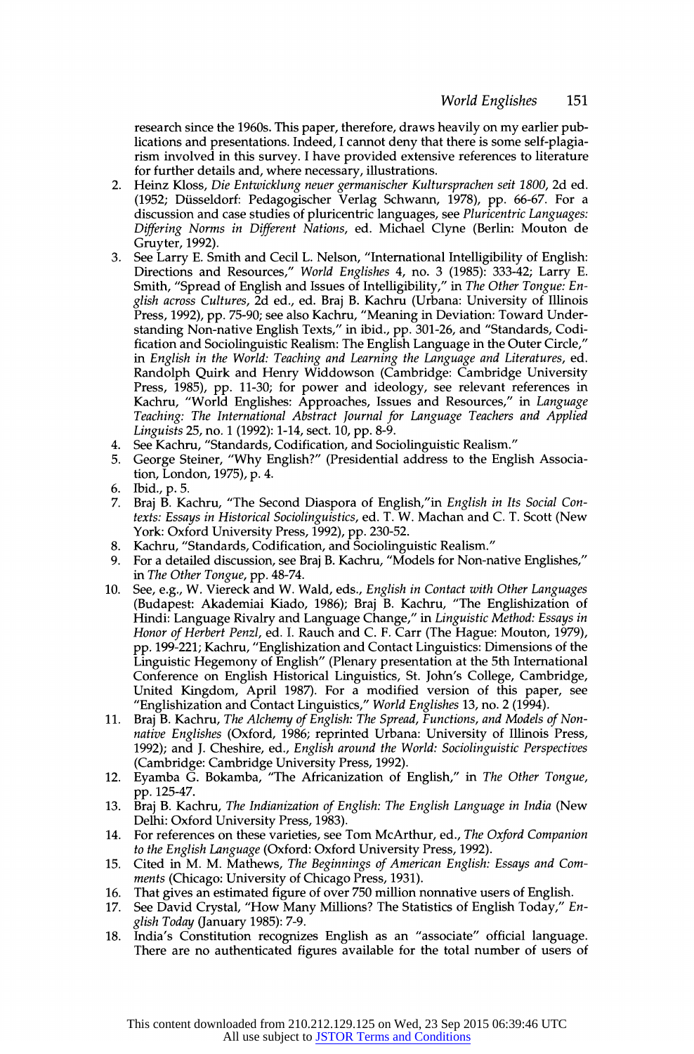research since the 1960s. This paper, therefore, draws heavily on my earlier publications and presentations. Indeed, I cannot deny that there is some self-plagiarism involved in this survey. I have provided extensive references to literature for further details and, where necessary, illustrations.

2. Heinz Kloss, *Die Entwicklung neuer germanischer Kultursprachen seit 1800*, 2d ed. (1952; Düsseldorf: Pedagogischer Verlag Schwann, 1978), pp. 66-67. For a discussion and case studies of pluricentric languages, see *Pluricentric Languages: Differing Norms in Different Nations*, ed. Michael Clyne (Berlin: Mouton de Gruyter, 1992).
3. See Larry E. Smith and Cecil L. Nelson, "International Intelligibility of English: Directions and Resources," *World Englishes* 4, no. 3 (1985): 333-42; Larry E. Smith, "Spread of English and Issues of Intelligibility," in *The Other Tongue: English across Cultures*, 2d ed., ed. Braj B. Kachru (Urbana: University of Illinois Press, 1992), pp. 75-90; see also Kachru, "Meaning in Deviation: Toward Understanding Non-native English Texts," in ibid., pp. 301-26, and "Standards, Codification and Sociolinguistic Realism: The English Language in the Outer Circle," in *English in the World: Teaching and Learning the Language and Literatures*, ed. Randolph Quirk and Henry Widdowson (Cambridge: Cambridge University Press, 1985), pp. 11-30; for power and ideology, see relevant references in Kachru, "World Englishes: Approaches, Issues and Resources," in *Language Teaching: The International Abstract Journal for Language Teachers and Applied Linguists* 25, no. 1 (1992): 1-14, sect. 10, pp. 8-9.
4. See Kachru, "Standards, Codification, and Sociolinguistic Realism."
5. George Steiner, "Why English?" (Presidential address to the English Association, London, 1975), p. 4.
6. Ibid., p. 5.
7. Braj B. Kachru, "The Second Diaspora of English,"in *English in Its Social Contexts: Essays in Historical Sociolinguistics*, ed. T. W. Machan and C. T. Scott (New York: Oxford University Press, 1992), pp. 230-52.
8. Kachru, "Standards, Codification, and Sociolinguistic Realism."
9. For a detailed discussion, see Braj B. Kachru, "Models for Non-native Englishes," in *The Other Tongue*, pp. 48-74.
10. See, e.g., W. Viereck and W. Wald, eds., *English in Contact with Other Languages* (Budapest: Akademiai Kiado, 1986); Braj B. Kachru, "The Englishization of Hindi: Language Rivalry and Language Change," in *Linguistic Method: Essays in Honor of Herbert Penzl*, ed. I. Rauch and C. F. Carr (The Hague: Mouton, 1979), pp. 199-221; Kachru, "Englishization and Contact Linguistics: Dimensions of the Linguistic Hegemony of English" (Plenary presentation at the 5th International Conference on English Historical Linguistics, St. John's College, Cambridge, United Kingdom, April 1987). For a modified version of this paper, see "Englishization and Contact Linguistics," *World Englishes* 13, no. 2 (1994).
11. Braj B. Kachru, *The Alchemy of English: The Spread, Functions, and Models of Non-native Englishes* (Oxford, 1986; reprinted Urbana: University of Illinois Press, 1992); and J. Cheshire, ed., *English around the World: Sociolinguistic Perspectives* (Cambridge: Cambridge University Press, 1992).
12. Eyamba G. Bokamba, "The Africanization of English," in *The Other Tongue*, pp. 125-47.
13. Braj B. Kachru, *The Indianization of English: The English Language in India* (New Delhi: Oxford University Press, 1983).
14. For references on these varieties, see Tom McArthur, ed., *The Oxford Companion to the English Language* (Oxford: Oxford University Press, 1992).
15. Cited in M. M. Mathews, *The Beginnings of American English: Essays and Comments* (Chicago: University of Chicago Press, 1931).
16. That gives an estimated figure of over 750 million nonnative users of English.
17. See David Crystal, "How Many Millions? The Statistics of English Today," *English Today* (January 1985): 7-9.
18. India's Constitution recognizes English as an "associate" official language. There are no authenticated figures available for the total number of users of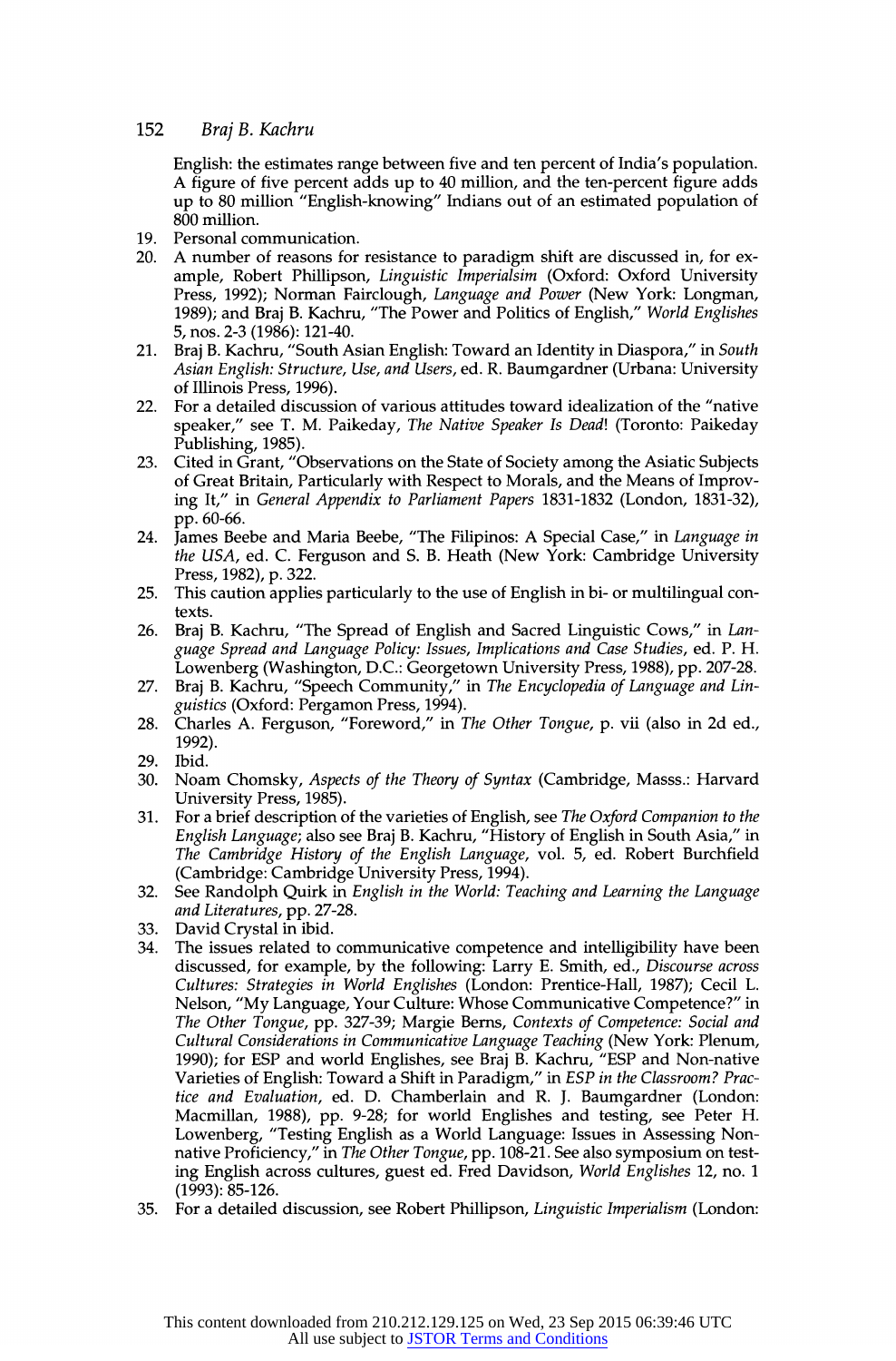English: the estimates range between five and ten percent of India's population. A figure of five percent adds up to 40 million, and the ten-percent figure adds up to 80 million "English-knowing" Indians out of an estimated population of 800 million.

19. Personal communication.
20. A number of reasons for resistance to paradigm shift are discussed in, for example, Robert Phillipson, *Linguistic Imperialsim* (Oxford: Oxford University Press, 1992); Norman Fairclough, *Language and Power* (New York: Longman, 1989); and Braj B. Kachru, "The Power and Politics of English," *World Englishes* 5, nos. 2-3 (1986): 121-40.
21. Braj B. Kachru, "South Asian English: Toward an Identity in Diaspora," in *South Asian English: Structure, Use, and Users*, ed. R. Baumgardner (Urbana: University of Illinois Press, 1996).
22. For a detailed discussion of various attitudes toward idealization of the "native speaker," see T. M. Paikeday, *The Native Speaker Is Dead!* (Toronto: Paikeday Publishing, 1985).
23. Cited in Grant, "Observations on the State of Society among the Asiatic Subjects of Great Britain, Particularly with Respect to Morals, and the Means of Improving It," in *General Appendix to Parliament Papers* 1831-1832 (London, 1831-32), pp. 60-66.
24. James Beebe and Maria Beebe, "The Filipinos: A Special Case," in *Language in the USA*, ed. C. Ferguson and S. B. Heath (New York: Cambridge University Press, 1982), p. 322.
25. This caution applies particularly to the use of English in bi- or multilingual contexts.
26. Braj B. Kachru, "The Spread of English and Sacred Linguistic Cows," in *Language Spread and Language Policy: Issues, Implications and Case Studies*, ed. P. H. Lowenberg (Washington, D.C.: Georgetown University Press, 1988), pp. 207-28.
27. Braj B. Kachru, "Speech Community," in *The Encyclopedia of Language and Linguistics* (Oxford: Pergamon Press, 1994).
28. Charles A. Ferguson, "Foreword," in *The Other Tongue*, p. vii (also in 2d ed., 1992).
29. Ibid.
30. Noam Chomsky, *Aspects of the Theory of Syntax* (Cambridge, Masss.: Harvard University Press, 1985).
31. For a brief description of the varieties of English, see *The Oxford Companion to the English Language*; also see Braj B. Kachru, "History of English in South Asia," in *The Cambridge History of the English Language*, vol. 5, ed. Robert Burchfield (Cambridge: Cambridge University Press, 1994).
32. See Randolph Quirk in *English in the World: Teaching and Learning the Language and Literatures*, pp. 27-28.
33. David Crystal in ibid.
34. The issues related to communicative competence and intelligibility have been discussed, for example, by the following: Larry E. Smith, ed., *Discourse across Cultures: Strategies in World Englishes* (London: Prentice-Hall, 1987); Cecil L. Nelson, "My Language, Your Culture: Whose Communicative Competence?" in *The Other Tongue*, pp. 327-39; Margie Berns, *Contexts of Competence: Social and Cultural Considerations in Communicative Language Teaching* (New York: Plenum, 1990); for ESP and world Englishes, see Braj B. Kachru, "ESP and Non-native Varieties of English: Toward a Shift in Paradigm," in *ESP in the Classroom? Practice and Evaluation*, ed. D. Chamberlain and R. J. Baumgardner (London: Macmillan, 1988), pp. 9-28; for world Englishes and testing, see Peter H. Lowenberg, "Testing English as a World Language: Issues in Assessing Non-native Proficiency," in *The Other Tongue*, pp. 108-21. See also symposium on testing English across cultures, guest ed. Fred Davidson, *World Englishes* 12, no. 1 (1993): 85-126.
35. For a detailed discussion, see Robert Phillipson, *Linguistic Imperialism* (London: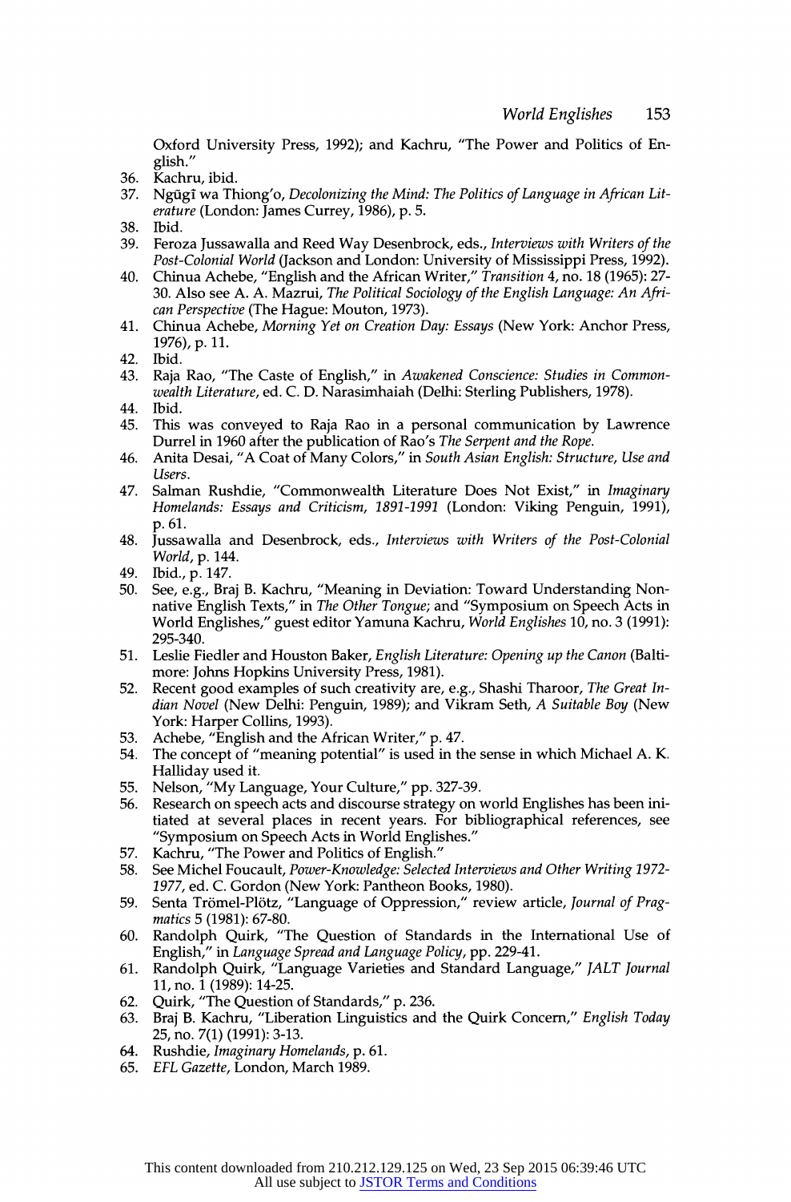Oxford University Press, 1992); and Kachru, "The Power and Politics of English."

36. Kachru, ibid.
37. Ngũgĩ wa Thiong'o, *Decolonizing the Mind: The Politics of Language in African Literature* (London: James Currey, 1986), p. 5.
38. Ibid.
39. Feroza Jussawalla and Reed Way Desenbrock, eds., *Interviews with Writers of the Post-Colonial World* (Jackson and London: University of Mississippi Press, 1992).
40. Chinua Achebe, "English and the African Writer," *Transition* 4, no. 18 (1965): 27-30. Also see A. A. Mazrui, *The Political Sociology of the English Language: An African Perspective* (The Hague: Mouton, 1973).
41. Chinua Achebe, *Morning Yet on Creation Day: Essays* (New York: Anchor Press, 1976), p. 11.
42. Ibid.
43. Raja Rao, "The Caste of English," in *Awakened Conscience: Studies in Commonwealth Literature*, ed. C. D. Narasimhaiah (Delhi: Sterling Publishers, 1978).
44. Ibid.
45. This was conveyed to Raja Rao in a personal communication by Lawrence Durrel in 1960 after the publication of Rao's *The Serpent and the Rope*.
46. Anita Desai, "A Coat of Many Colors," in *South Asian English: Structure, Use and Users*.
47. Salman Rushdie, "Commonwealth Literature Does Not Exist," in *Imaginary Homelands: Essays and Criticism, 1891-1991* (London: Viking Penguin, 1991), p. 61.
48. Jussawalla and Desenbrock, eds., *Interviews with Writers of the Post-Colonial World*, p. 144.
49. Ibid., p. 147.
50. See, e.g., Braj B. Kachru, "Meaning in Deviation: Toward Understanding Non-native English Texts," in *The Other Tongue*; and "Symposium on Speech Acts in World Englishes," guest editor Yamuna Kachru, *World Englishes* 10, no. 3 (1991): 295-340.
51. Leslie Fiedler and Houston Baker, *English Literature: Opening up the Canon* (Baltimore: Johns Hopkins University Press, 1981).
52. Recent good examples of such creativity are, e.g., Shashi Tharoor, *The Great Indian Novel* (New Delhi: Penguin, 1989); and Vikram Seth, *A Suitable Boy* (New York: Harper Collins, 1993).
53. Achebe, "English and the African Writer," p. 47.
54. The concept of "meaning potential" is used in the sense in which Michael A. K. Halliday used it.
55. Nelson, "My Language, Your Culture," pp. 327-39.
56. Research on speech acts and discourse strategy on world Englishes has been initiated at several places in recent years. For bibliographical references, see "Symposium on Speech Acts in World Englishes."
57. Kachru, "The Power and Politics of English."
58. See Michel Foucault, *Power-Knowledge: Selected Interviews and Other Writing 1972-1977*, ed. C. Gordon (New York: Pantheon Books, 1980).
59. Senta Trömel-Plötz, "Language of Oppression," review article, *Journal of Pragmatics* 5 (1981): 67-80.
60. Randolph Quirk, "The Question of Standards in the International Use of English," in *Language Spread and Language Policy*, pp. 229-41.
61. Randolph Quirk, "Language Varieties and Standard Language," *JALT Journal* 11, no. 1 (1989): 14-25.
62. Quirk, "The Question of Standards," p. 236.
63. Braj B. Kachru, "Liberation Linguistics and the Quirk Concern," *English Today* 25, no. 7(1) (1991): 3-13.
64. Rushdie, *Imaginary Homelands*, p. 61.
65. *EFL Gazette*, London, March 1989.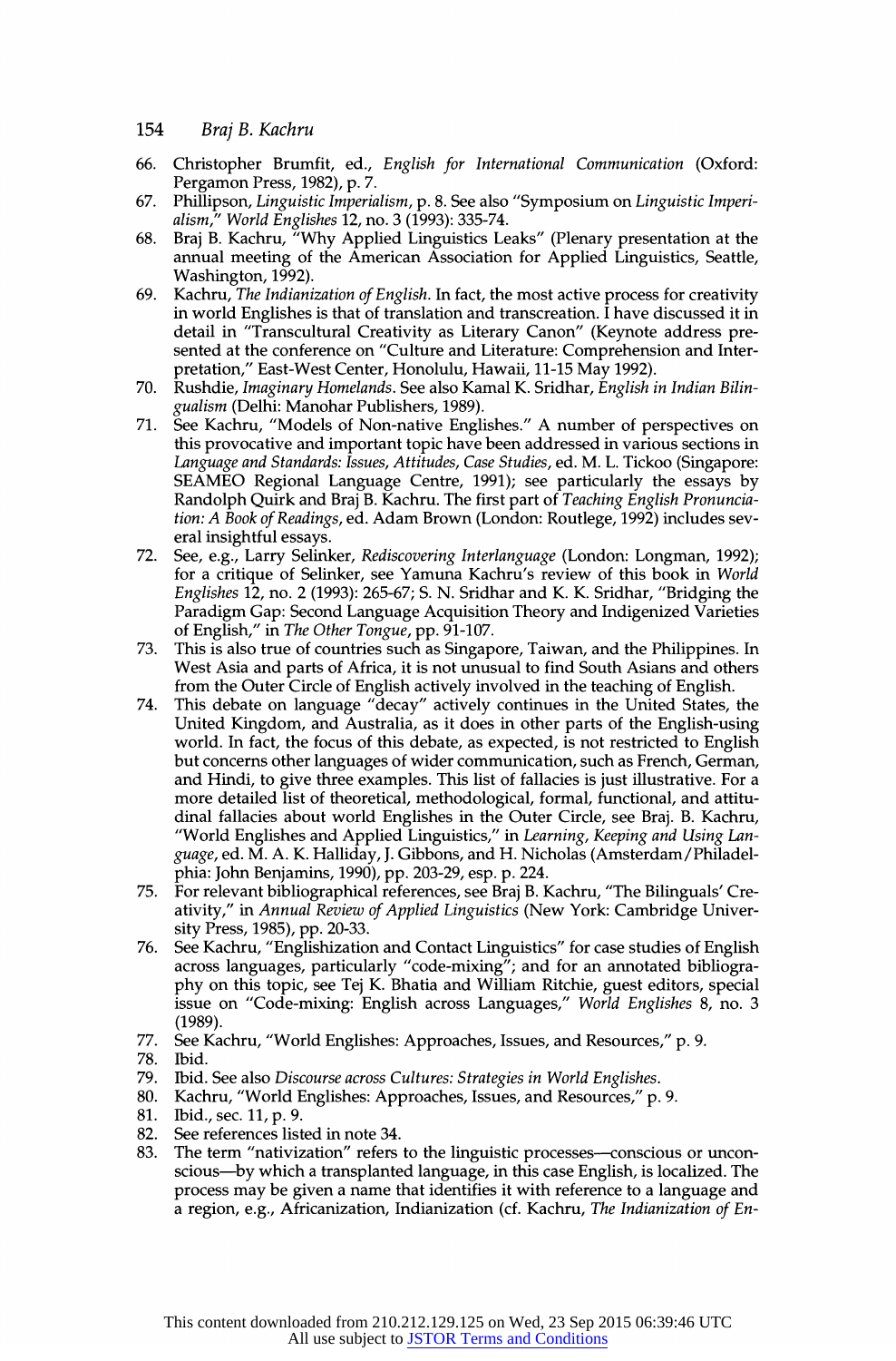66. Christopher Brumfit, ed., *English for International Communication* (Oxford: Pergamon Press, 1982), p. 7.
67. Phillipson, *Linguistic Imperialism*, p. 8. See also "Symposium on *Linguistic Imperialism*," *World Englishes* 12, no. 3 (1993): 335-74.
68. Braj B. Kachru, "Why Applied Linguistics Leaks" (Plenary presentation at the annual meeting of the American Association for Applied Linguistics, Seattle, Washington, 1992).
69. Kachru, *The Indianization of English*. In fact, the most active process for creativity in world Englishes is that of translation and transcreation. I have discussed it in detail in "Transcultural Creativity as Literary Canon" (Keynote address presented at the conference on "Culture and Literature: Comprehension and Interpretation," East-West Center, Honolulu, Hawaii, 11-15 May 1992).
70. Rushdie, *Imaginary Homelands*. See also Kamal K. Sridhar, *English in Indian Bilingualism* (Delhi: Manohar Publishers, 1989).
71. See Kachru, "Models of Non-native Englishes." A number of perspectives on this provocative and important topic have been addressed in various sections in *Language and Standards: Issues, Attitudes, Case Studies*, ed. M. L. Tickoo (Singapore: SEAMEO Regional Language Centre, 1991); see particularly the essays by Randolph Quirk and Braj B. Kachru. The first part of *Teaching English Pronunciation: A Book of Readings*, ed. Adam Brown (London: Routlege, 1992) includes several insightful essays.
72. See, e.g., Larry Selinker, *Rediscovering Interlanguage* (London: Longman, 1992); for a critique of Selinker, see Yamuna Kachru's review of this book in *World Englishes* 12, no. 2 (1993): 265-67; S. N. Sridhar and K. K. Sridhar, "Bridging the Paradigm Gap: Second Language Acquisition Theory and Indigenized Varieties of English," in *The Other Tongue*, pp. 91-107.
73. This is also true of countries such as Singapore, Taiwan, and the Philippines. In West Asia and parts of Africa, it is not unusual to find South Asians and others from the Outer Circle of English actively involved in the teaching of English.
74. This debate on language "decay" actively continues in the United States, the United Kingdom, and Australia, as it does in other parts of the English-using world. In fact, the focus of this debate, as expected, is not restricted to English but concerns other languages of wider communication, such as French, German, and Hindi, to give three examples. This list of fallacies is just illustrative. For a more detailed list of theoretical, methodological, formal, functional, and attitudinal fallacies about world Englishes in the Outer Circle, see Braj. B. Kachru, "World Englishes and Applied Linguistics," in *Learning, Keeping and Using Language*, ed. M. A. K. Halliday, J. Gibbons, and H. Nicholas (Amsterdam/Philadelphia: John Benjamins, 1990), pp. 203-29, esp. p. 224.
75. For relevant bibliographical references, see Braj B. Kachru, "The Bilinguals' Creativity," in *Annual Review of Applied Linguistics* (New York: Cambridge University Press, 1985), pp. 20-33.
76. See Kachru, "Englishization and Contact Linguistics" for case studies of English across languages, particularly "code-mixing"; and for an annotated bibliography on this topic, see Tej K. Bhatia and William Ritchie, guest editors, special issue on "Code-mixing: English across Languages," *World Englishes* 8, no. 3 (1989).
77. See Kachru, "World Englishes: Approaches, Issues, and Resources," p. 9.
78. Ibid.
79. Ibid. See also *Discourse across Cultures: Strategies in World Englishes*.
80. Kachru, "World Englishes: Approaches, Issues, and Resources," p. 9.
81. Ibid., sec. 11, p. 9.
82. See references listed in note 34.
83. The term "nativization" refers to the linguistic processes—conscious or unconscious—by which a transplanted language, in this case English, is localized. The process may be given a name that identifies it with reference to a language and a region, e.g., Africanization, Indianization (cf. Kachru, *The Indianization of En-*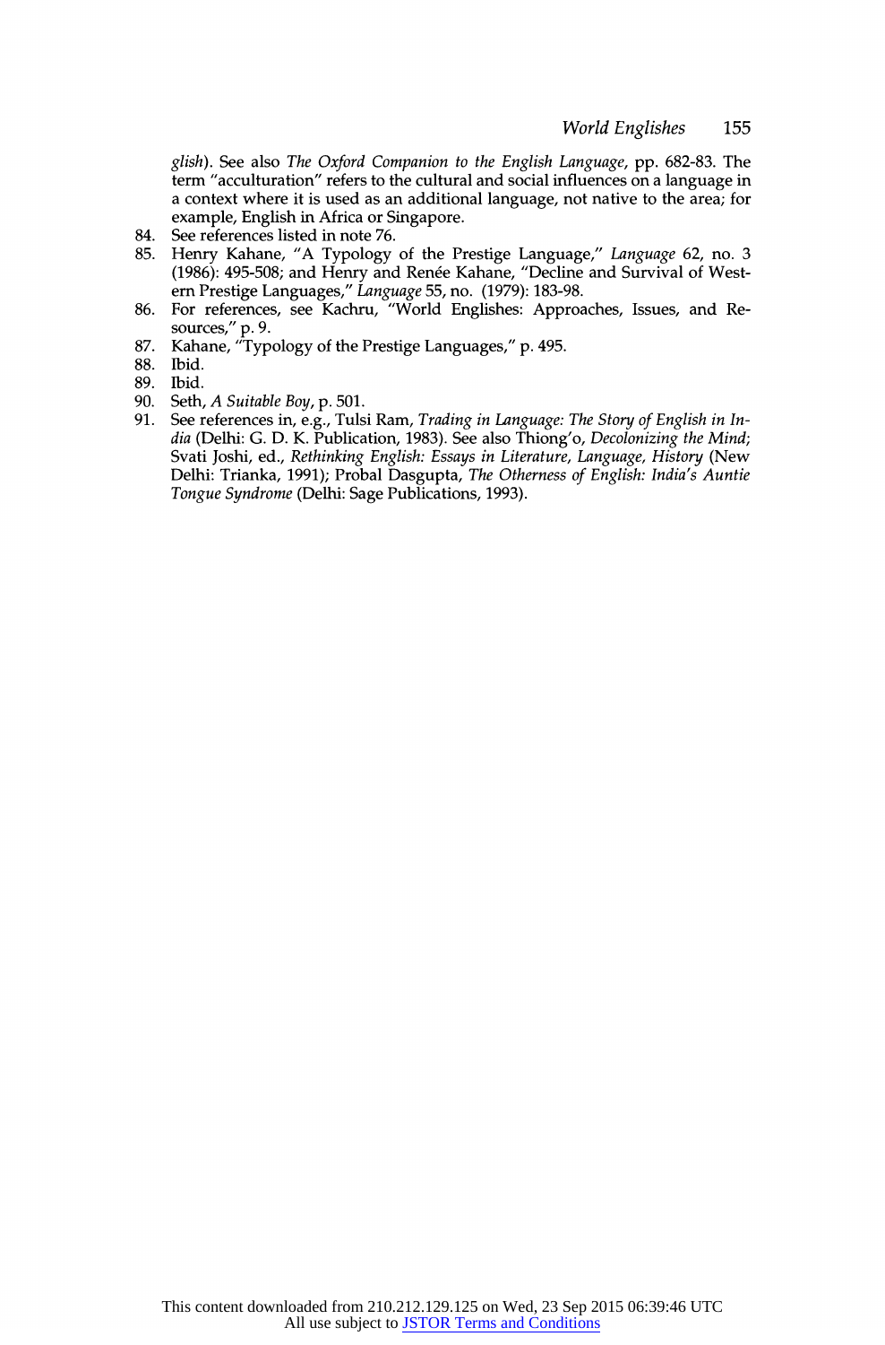glish). See also *The Oxford Companion to the English Language*, pp. 682-83. The term "acculturation" refers to the cultural and social influences on a language in a context where it is used as an additional language, not native to the area; for example, English in Africa or Singapore.

84. See references listed in note 76.
85. Henry Kahane, "A Typology of the Prestige Language," *Language* 62, no. 3 (1986): 495-508; and Henry and Renée Kahane, "Decline and Survival of Western Prestige Languages," *Language* 55, no. (1979): 183-98.
86. For references, see Kachru, "World Englishes: Approaches, Issues, and Resources," p. 9.
87. Kahane, "Typology of the Prestige Languages," p. 495.
88. Ibid.
89. Ibid.
90. Seth, *A Suitable Boy*, p. 501.
91. See references in, e.g., Tulsi Ram, *Trading in Language: The Story of English in India* (Delhi: G. D. K. Publication, 1983). See also Thiong'o, *Decolonizing the Mind;* Svati Joshi, ed., *Rethinking English: Essays in Literature, Language, History* (New Delhi: Trianka, 1991); Probal Dasgupta, *The Otherness of English: India's Auntie Tongue Syndrome* (Delhi: Sage Publications, 1993).